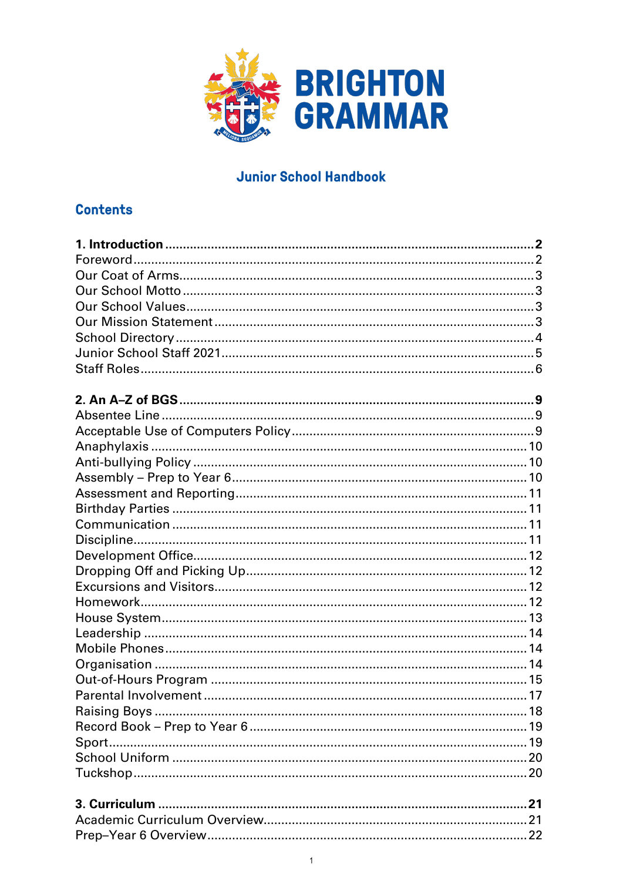# BRIGHTON GRAMMAR

## Junior School Handbook

## Contents

**1. Introduction** ..... **2**
Foreword ..... 2
Our Coat of Arms ..... 3
Our School Motto ..... 3
Our School Values ..... 3
Our Mission Statement ..... 3
School Directory ..... 4
Junior School Staff 2021 ..... 5
Staff Roles ..... 6

**2. An A–Z of BGS** ..... **9**
Absentee Line ..... 9
Acceptable Use of Computers Policy ..... 9
Anaphylaxis ..... 10
Anti-bullying Policy ..... 10
Assembly – Prep to Year 6 ..... 10
Assessment and Reporting ..... 11
Birthday Parties ..... 11
Communication ..... 11
Discipline ..... 11
Development Office ..... 12
Dropping Off and Picking Up ..... 12
Excursions and Visitors ..... 12
Homework ..... 12
House System ..... 13
Leadership ..... 14
Mobile Phones ..... 14
Organisation ..... 14
Out-of-Hours Program ..... 15
Parental Involvement ..... 17
Raising Boys ..... 18
Record Book – Prep to Year 6 ..... 19
Sport ..... 19
School Uniform ..... 20
Tuckshop ..... 20

**3. Curriculum** ..... **21**
Academic Curriculum Overview ..... 21
Prep–Year 6 Overview ..... 22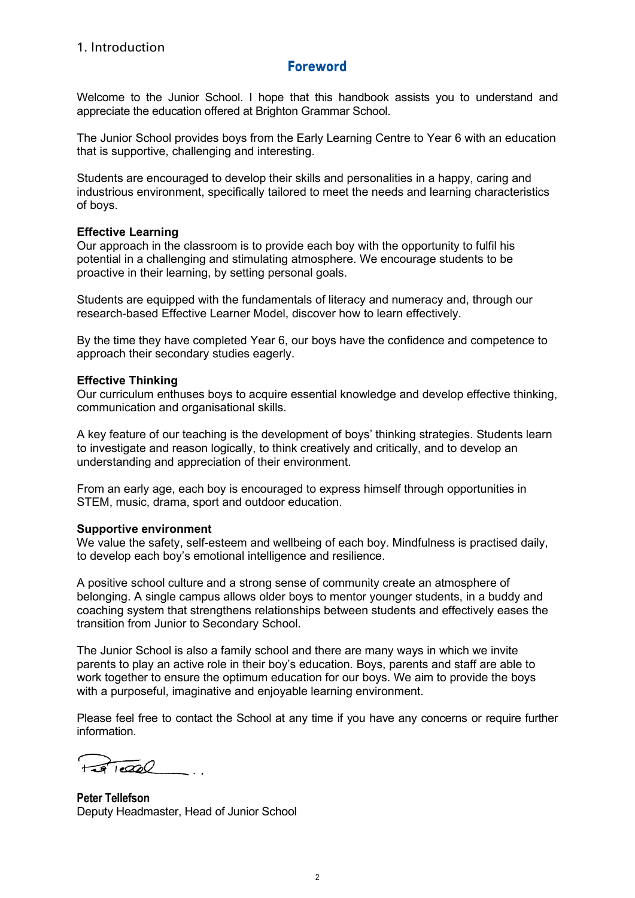# 1. Introduction

## Foreword

Welcome to the Junior School. I hope that this handbook assists you to understand and appreciate the education offered at Brighton Grammar School.

The Junior School provides boys from the Early Learning Centre to Year 6 with an education that is supportive, challenging and interesting.

Students are encouraged to develop their skills and personalities in a happy, caring and industrious environment, specifically tailored to meet the needs and learning characteristics of boys.

**Effective Learning**

Our approach in the classroom is to provide each boy with the opportunity to fulfil his potential in a challenging and stimulating atmosphere. We encourage students to be proactive in their learning, by setting personal goals.

Students are equipped with the fundamentals of literacy and numeracy and, through our research-based Effective Learner Model, discover how to learn effectively.

By the time they have completed Year 6, our boys have the confidence and competence to approach their secondary studies eagerly.

**Effective Thinking**

Our curriculum enthuses boys to acquire essential knowledge and develop effective thinking, communication and organisational skills.

A key feature of our teaching is the development of boys' thinking strategies. Students learn to investigate and reason logically, to think creatively and critically, and to develop an understanding and appreciation of their environment.

From an early age, each boy is encouraged to express himself through opportunities in STEM, music, drama, sport and outdoor education.

**Supportive environment**

We value the safety, self-esteem and wellbeing of each boy. Mindfulness is practised daily, to develop each boy's emotional intelligence and resilience.

A positive school culture and a strong sense of community create an atmosphere of belonging. A single campus allows older boys to mentor younger students, in a buddy and coaching system that strengthens relationships between students and effectively eases the transition from Junior to Secondary School.

The Junior School is also a family school and there are many ways in which we invite parents to play an active role in their boy's education. Boys, parents and staff are able to work together to ensure the optimum education for our boys. We aim to provide the boys with a purposeful, imaginative and enjoyable learning environment.

Please feel free to contact the School at any time if you have any concerns or require further information.

**Peter Tellefson**
Deputy Headmaster, Head of Junior School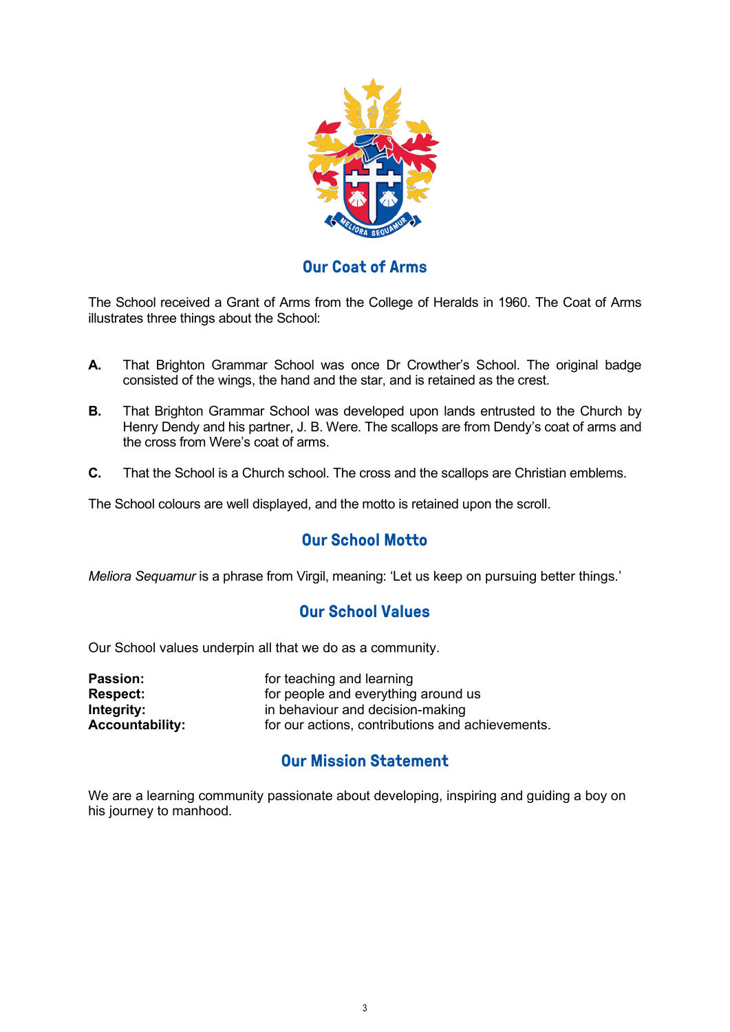## Our Coat of Arms

The School received a Grant of Arms from the College of Heralds in 1960. The Coat of Arms illustrates three things about the School:

**A.** That Brighton Grammar School was once Dr Crowther's School. The original badge consisted of the wings, the hand and the star, and is retained as the crest.

**B.** That Brighton Grammar School was developed upon lands entrusted to the Church by Henry Dendy and his partner, J. B. Were. The scallops are from Dendy's coat of arms and the cross from Were's coat of arms.

**C.** That the School is a Church school. The cross and the scallops are Christian emblems.

The School colours are well displayed, and the motto is retained upon the scroll.

## Our School Motto

*Meliora Sequamur* is a phrase from Virgil, meaning: 'Let us keep on pursuing better things.'

## Our School Values

Our School values underpin all that we do as a community.

| | |
|---|---|
| **Passion:** | for teaching and learning |
| **Respect:** | for people and everything around us |
| **Integrity:** | in behaviour and decision-making |
| **Accountability:** | for our actions, contributions and achievements. |

## Our Mission Statement

We are a learning community passionate about developing, inspiring and guiding a boy on his journey to manhood.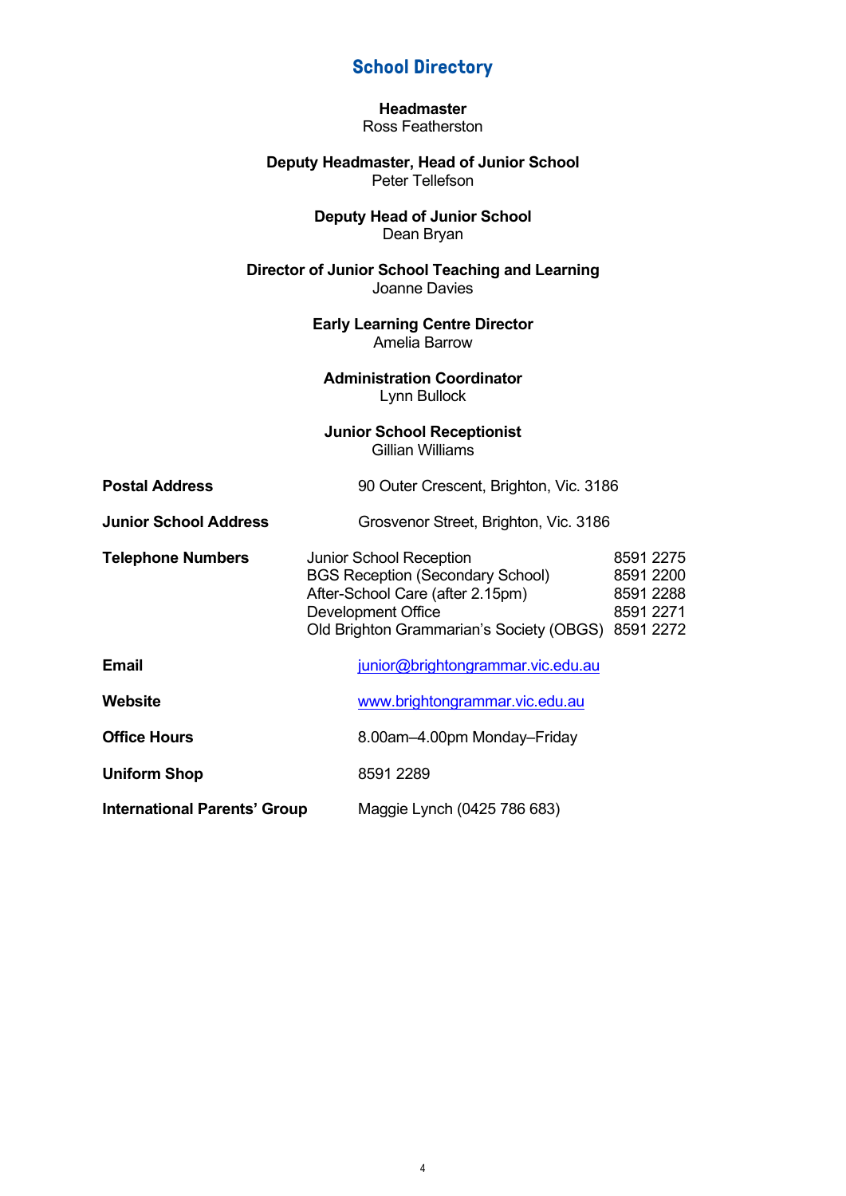# School Directory

**Headmaster**
Ross Featherston

**Deputy Headmaster, Head of Junior School**
Peter Tellefson

**Deputy Head of Junior School**
Dean Bryan

**Director of Junior School Teaching and Learning**
Joanne Davies

**Early Learning Centre Director**
Amelia Barrow

**Administration Coordinator**
Lynn Bullock

**Junior School Receptionist**
Gillian Williams

| | | |
|---|---|---|
| **Postal Address** | 90 Outer Crescent, Brighton, Vic. 3186 | |
| **Junior School Address** | Grosvenor Street, Brighton, Vic. 3186 | |
| **Telephone Numbers** | Junior School Reception | 8591 2275 |
| | BGS Reception (Secondary School) | 8591 2200 |
| | After-School Care (after 2.15pm) | 8591 2288 |
| | Development Office | 8591 2271 |
| | Old Brighton Grammarian's Society (OBGS) | 8591 2272 |
| **Email** | junior@brightongrammar.vic.edu.au | |
| **Website** | www.brightongrammar.vic.edu.au | |
| **Office Hours** | 8.00am–4.00pm Monday–Friday | |
| **Uniform Shop** | 8591 2289 | |
| **International Parents' Group** | Maggie Lynch (0425 786 683) | |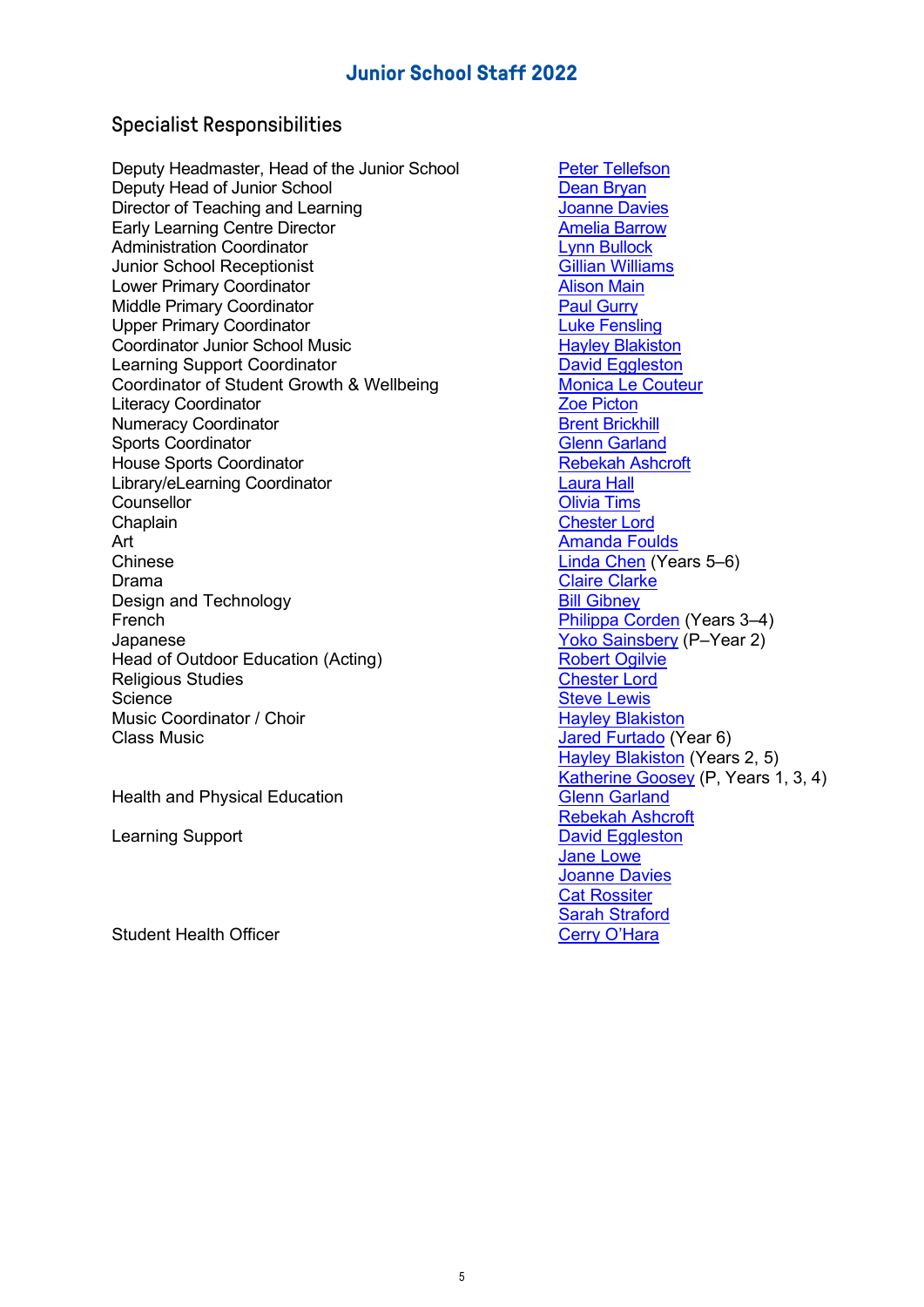# Junior School Staff 2022

## Specialist Responsibilities

| | |
|---|---|
| Deputy Headmaster, Head of the Junior School | Peter Tellefson |
| Deputy Head of Junior School | Dean Bryan |
| Director of Teaching and Learning | Joanne Davies |
| Early Learning Centre Director | Amelia Barrow |
| Administration Coordinator | Lynn Bullock |
| Junior School Receptionist | Gillian Williams |
| Lower Primary Coordinator | Alison Main |
| Middle Primary Coordinator | Paul Gurry |
| Upper Primary Coordinator | Luke Fensling |
| Coordinator Junior School Music | Hayley Blakiston |
| Learning Support Coordinator | David Eggleston |
| Coordinator of Student Growth & Wellbeing | Monica Le Couteur |
| Literacy Coordinator | Zoe Picton |
| Numeracy Coordinator | Brent Brickhill |
| Sports Coordinator | Glenn Garland |
| House Sports Coordinator | Rebekah Ashcroft |
| Library/eLearning Coordinator | Laura Hall |
| Counsellor | Olivia Tims |
| Chaplain | Chester Lord |
| Art | Amanda Foulds |
| Chinese | Linda Chen (Years 5–6) |
| Drama | Claire Clarke |
| Design and Technology | Bill Gibney |
| French | Philippa Corden (Years 3–4) |
| Japanese | Yoko Sainsbery (P–Year 2) |
| Head of Outdoor Education (Acting) | Robert Ogilvie |
| Religious Studies | Chester Lord |
| Science | Steve Lewis |
| Music Coordinator / Choir | Hayley Blakiston |
| Class Music | Jared Furtado (Year 6) |
| | Hayley Blakiston (Years 2, 5) |
| | Katherine Goosey (P, Years 1, 3, 4) |
| Health and Physical Education | Glenn Garland |
| | Rebekah Ashcroft |
| Learning Support | David Eggleston |
| | Jane Lowe |
| | Joanne Davies |
| | Cat Rossiter |
| | Sarah Straford |
| Student Health Officer | Cerry O'Hara |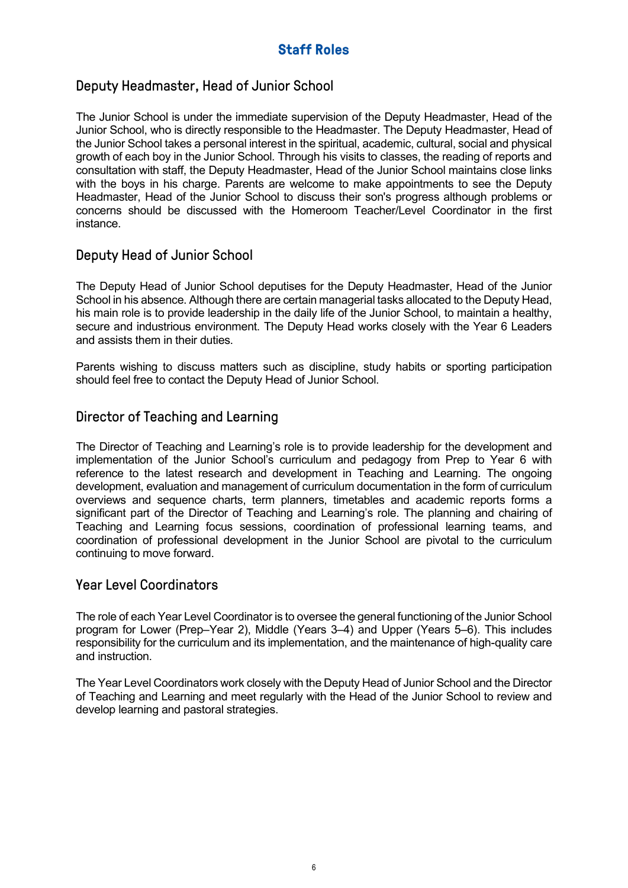# Staff Roles

## Deputy Headmaster, Head of Junior School

The Junior School is under the immediate supervision of the Deputy Headmaster, Head of the Junior School, who is directly responsible to the Headmaster. The Deputy Headmaster, Head of the Junior School takes a personal interest in the spiritual, academic, cultural, social and physical growth of each boy in the Junior School. Through his visits to classes, the reading of reports and consultation with staff, the Deputy Headmaster, Head of the Junior School maintains close links with the boys in his charge. Parents are welcome to make appointments to see the Deputy Headmaster, Head of the Junior School to discuss their son's progress although problems or concerns should be discussed with the Homeroom Teacher/Level Coordinator in the first instance.

## Deputy Head of Junior School

The Deputy Head of Junior School deputises for the Deputy Headmaster, Head of the Junior School in his absence. Although there are certain managerial tasks allocated to the Deputy Head, his main role is to provide leadership in the daily life of the Junior School, to maintain a healthy, secure and industrious environment. The Deputy Head works closely with the Year 6 Leaders and assists them in their duties.

Parents wishing to discuss matters such as discipline, study habits or sporting participation should feel free to contact the Deputy Head of Junior School.

## Director of Teaching and Learning

The Director of Teaching and Learning's role is to provide leadership for the development and implementation of the Junior School's curriculum and pedagogy from Prep to Year 6 with reference to the latest research and development in Teaching and Learning. The ongoing development, evaluation and management of curriculum documentation in the form of curriculum overviews and sequence charts, term planners, timetables and academic reports forms a significant part of the Director of Teaching and Learning's role. The planning and chairing of Teaching and Learning focus sessions, coordination of professional learning teams, and coordination of professional development in the Junior School are pivotal to the curriculum continuing to move forward.

## Year Level Coordinators

The role of each Year Level Coordinator is to oversee the general functioning of the Junior School program for Lower (Prep–Year 2), Middle (Years 3–4) and Upper (Years 5–6). This includes responsibility for the curriculum and its implementation, and the maintenance of high-quality care and instruction.

The Year Level Coordinators work closely with the Deputy Head of Junior School and the Director of Teaching and Learning and meet regularly with the Head of the Junior School to review and develop learning and pastoral strategies.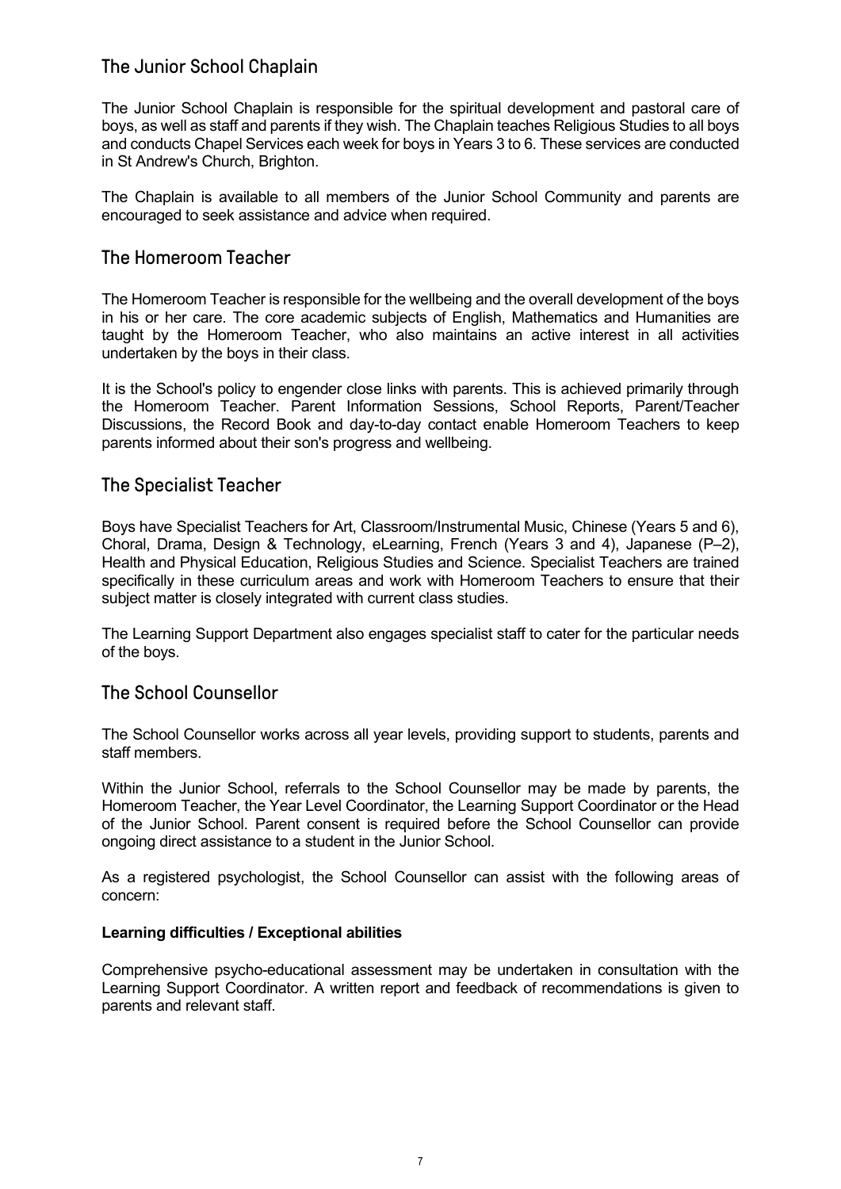## The Junior School Chaplain

The Junior School Chaplain is responsible for the spiritual development and pastoral care of boys, as well as staff and parents if they wish. The Chaplain teaches Religious Studies to all boys and conducts Chapel Services each week for boys in Years 3 to 6. These services are conducted in St Andrew's Church, Brighton.

The Chaplain is available to all members of the Junior School Community and parents are encouraged to seek assistance and advice when required.

## The Homeroom Teacher

The Homeroom Teacher is responsible for the wellbeing and the overall development of the boys in his or her care. The core academic subjects of English, Mathematics and Humanities are taught by the Homeroom Teacher, who also maintains an active interest in all activities undertaken by the boys in their class.

It is the School's policy to engender close links with parents. This is achieved primarily through the Homeroom Teacher. Parent Information Sessions, School Reports, Parent/Teacher Discussions, the Record Book and day-to-day contact enable Homeroom Teachers to keep parents informed about their son's progress and wellbeing.

## The Specialist Teacher

Boys have Specialist Teachers for Art, Classroom/Instrumental Music, Chinese (Years 5 and 6), Choral, Drama, Design & Technology, eLearning, French (Years 3 and 4), Japanese (P–2), Health and Physical Education, Religious Studies and Science. Specialist Teachers are trained specifically in these curriculum areas and work with Homeroom Teachers to ensure that their subject matter is closely integrated with current class studies.

The Learning Support Department also engages specialist staff to cater for the particular needs of the boys.

## The School Counsellor

The School Counsellor works across all year levels, providing support to students, parents and staff members.

Within the Junior School, referrals to the School Counsellor may be made by parents, the Homeroom Teacher, the Year Level Coordinator, the Learning Support Coordinator or the Head of the Junior School. Parent consent is required before the School Counsellor can provide ongoing direct assistance to a student in the Junior School.

As a registered psychologist, the School Counsellor can assist with the following areas of concern:

**Learning difficulties / Exceptional abilities**

Comprehensive psycho-educational assessment may be undertaken in consultation with the Learning Support Coordinator. A written report and feedback of recommendations is given to parents and relevant staff.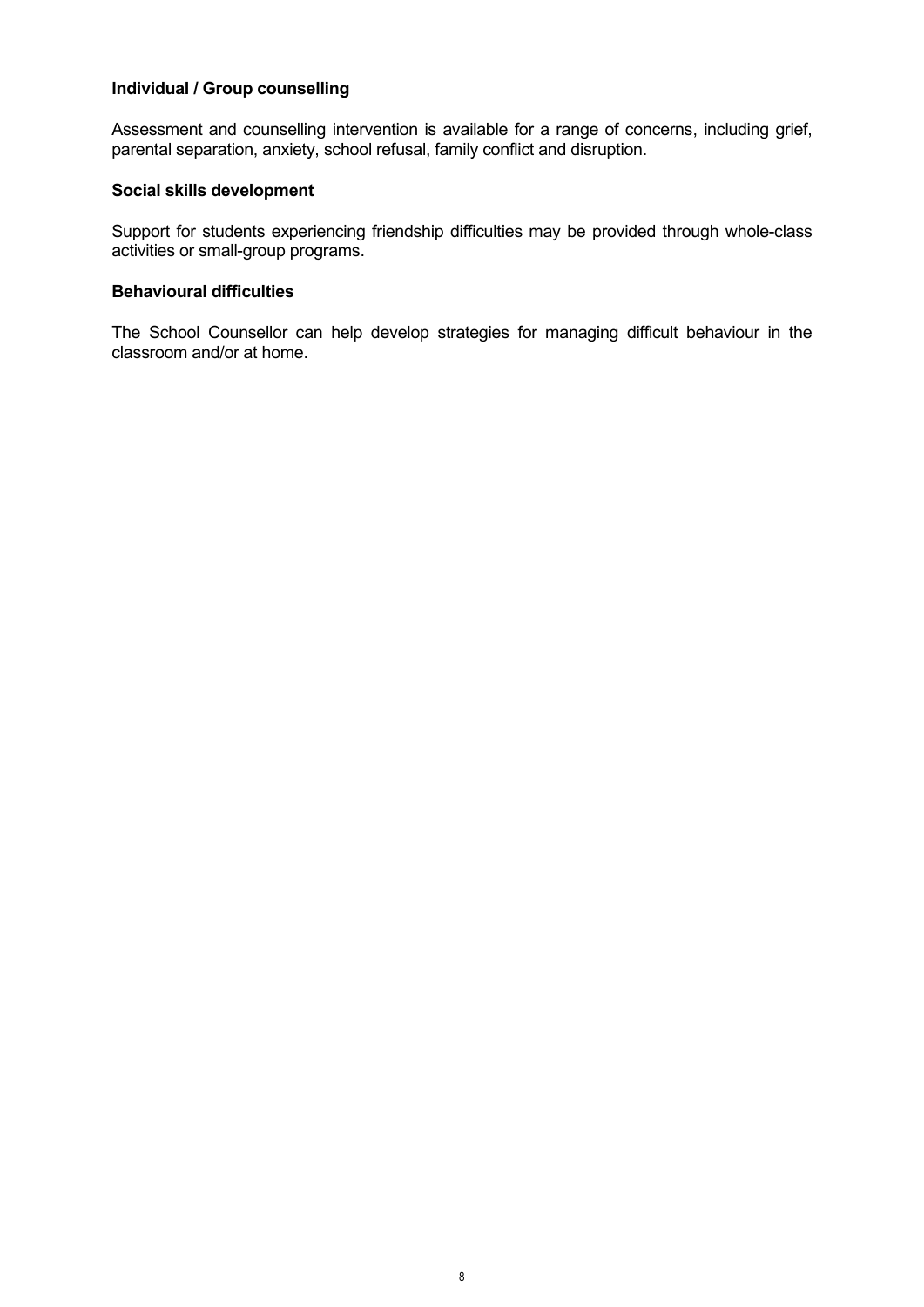**Individual / Group counselling**

Assessment and counselling intervention is available for a range of concerns, including grief, parental separation, anxiety, school refusal, family conflict and disruption.

**Social skills development**

Support for students experiencing friendship difficulties may be provided through whole-class activities or small-group programs.

**Behavioural difficulties**

The School Counsellor can help develop strategies for managing difficult behaviour in the classroom and/or at home.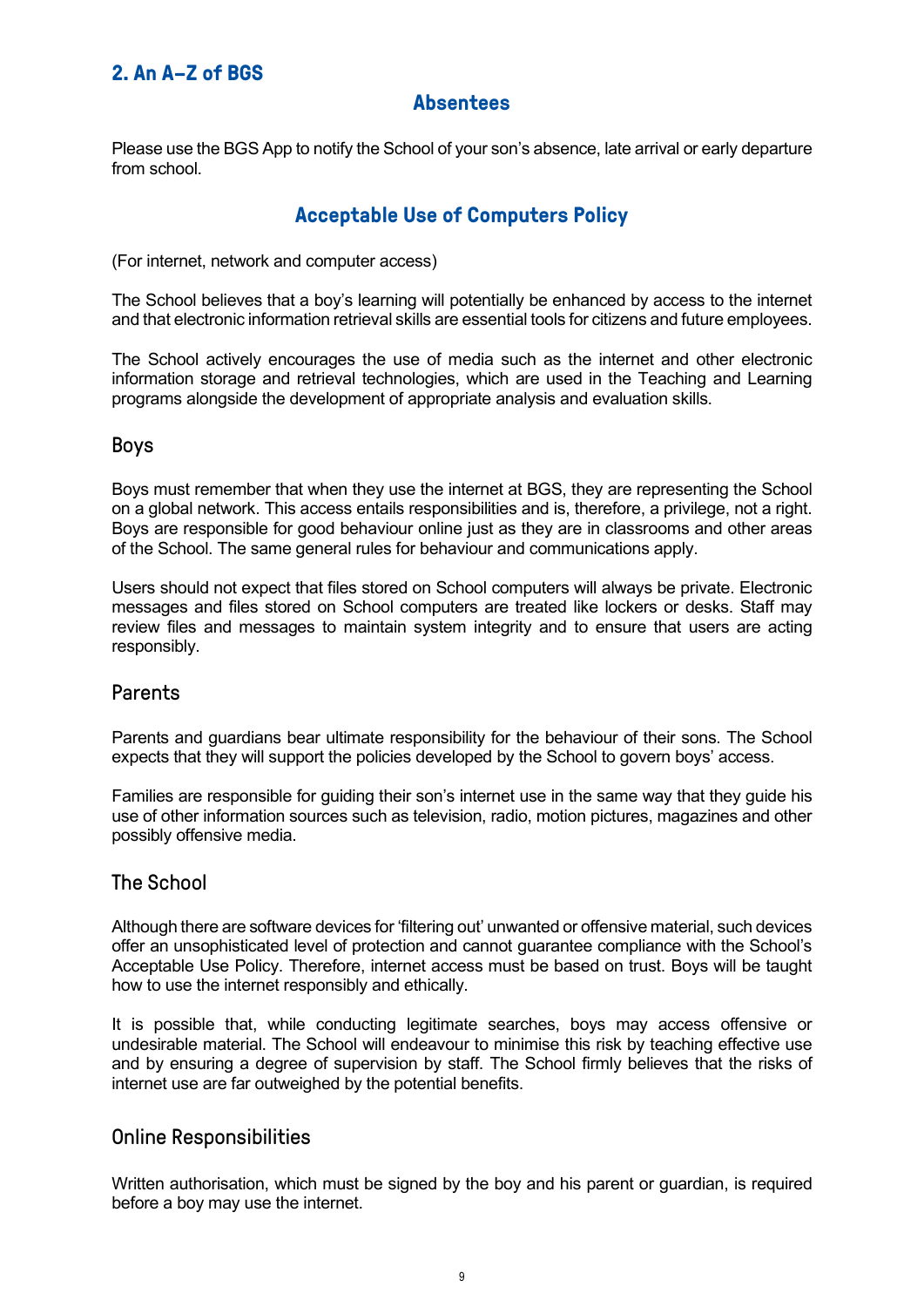## 2. An A–Z of BGS

### Absentees

Please use the BGS App to notify the School of your son's absence, late arrival or early departure from school.

### Acceptable Use of Computers Policy

(For internet, network and computer access)

The School believes that a boy's learning will potentially be enhanced by access to the internet and that electronic information retrieval skills are essential tools for citizens and future employees.

The School actively encourages the use of media such as the internet and other electronic information storage and retrieval technologies, which are used in the Teaching and Learning programs alongside the development of appropriate analysis and evaluation skills.

#### Boys

Boys must remember that when they use the internet at BGS, they are representing the School on a global network. This access entails responsibilities and is, therefore, a privilege, not a right. Boys are responsible for good behaviour online just as they are in classrooms and other areas of the School. The same general rules for behaviour and communications apply.

Users should not expect that files stored on School computers will always be private. Electronic messages and files stored on School computers are treated like lockers or desks. Staff may review files and messages to maintain system integrity and to ensure that users are acting responsibly.

#### Parents

Parents and guardians bear ultimate responsibility for the behaviour of their sons. The School expects that they will support the policies developed by the School to govern boys' access.

Families are responsible for guiding their son's internet use in the same way that they guide his use of other information sources such as television, radio, motion pictures, magazines and other possibly offensive media.

#### The School

Although there are software devices for 'filtering out' unwanted or offensive material, such devices offer an unsophisticated level of protection and cannot guarantee compliance with the School's Acceptable Use Policy. Therefore, internet access must be based on trust. Boys will be taught how to use the internet responsibly and ethically.

It is possible that, while conducting legitimate searches, boys may access offensive or undesirable material. The School will endeavour to minimise this risk by teaching effective use and by ensuring a degree of supervision by staff. The School firmly believes that the risks of internet use are far outweighed by the potential benefits.

#### Online Responsibilities

Written authorisation, which must be signed by the boy and his parent or guardian, is required before a boy may use the internet.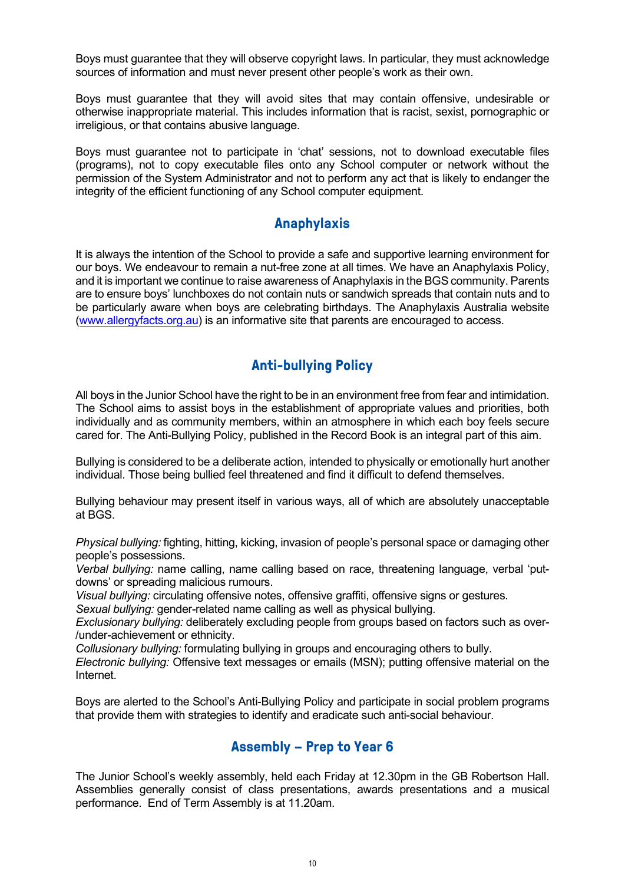Boys must guarantee that they will observe copyright laws. In particular, they must acknowledge sources of information and must never present other people's work as their own.

Boys must guarantee that they will avoid sites that may contain offensive, undesirable or otherwise inappropriate material. This includes information that is racist, sexist, pornographic or irreligious, or that contains abusive language.

Boys must guarantee not to participate in 'chat' sessions, not to download executable files (programs), not to copy executable files onto any School computer or network without the permission of the System Administrator and not to perform any act that is likely to endanger the integrity of the efficient functioning of any School computer equipment.

## Anaphylaxis

It is always the intention of the School to provide a safe and supportive learning environment for our boys. We endeavour to remain a nut-free zone at all times. We have an Anaphylaxis Policy, and it is important we continue to raise awareness of Anaphylaxis in the BGS community. Parents are to ensure boys' lunchboxes do not contain nuts or sandwich spreads that contain nuts and to be particularly aware when boys are celebrating birthdays. The Anaphylaxis Australia website ([www.allergyfacts.org.au](http://www.allergyfacts.org.au)) is an informative site that parents are encouraged to access.

## Anti-bullying Policy

All boys in the Junior School have the right to be in an environment free from fear and intimidation. The School aims to assist boys in the establishment of appropriate values and priorities, both individually and as community members, within an atmosphere in which each boy feels secure cared for. The Anti-Bullying Policy, published in the Record Book is an integral part of this aim.

Bullying is considered to be a deliberate action, intended to physically or emotionally hurt another individual. Those being bullied feel threatened and find it difficult to defend themselves.

Bullying behaviour may present itself in various ways, all of which are absolutely unacceptable at BGS.

*Physical bullying:* fighting, hitting, kicking, invasion of people's personal space or damaging other people's possessions.
*Verbal bullying:* name calling, name calling based on race, threatening language, verbal 'put-downs' or spreading malicious rumours.
*Visual bullying:* circulating offensive notes, offensive graffiti, offensive signs or gestures.
*Sexual bullying:* gender-related name calling as well as physical bullying.
*Exclusionary bullying:* deliberately excluding people from groups based on factors such as over-/under-achievement or ethnicity.
*Collusionary bullying:* formulating bullying in groups and encouraging others to bully.
*Electronic bullying:* Offensive text messages or emails (MSN); putting offensive material on the Internet.

Boys are alerted to the School's Anti-Bullying Policy and participate in social problem programs that provide them with strategies to identify and eradicate such anti-social behaviour.

## Assembly – Prep to Year 6

The Junior School's weekly assembly, held each Friday at 12.30pm in the GB Robertson Hall. Assemblies generally consist of class presentations, awards presentations and a musical performance. End of Term Assembly is at 11.20am.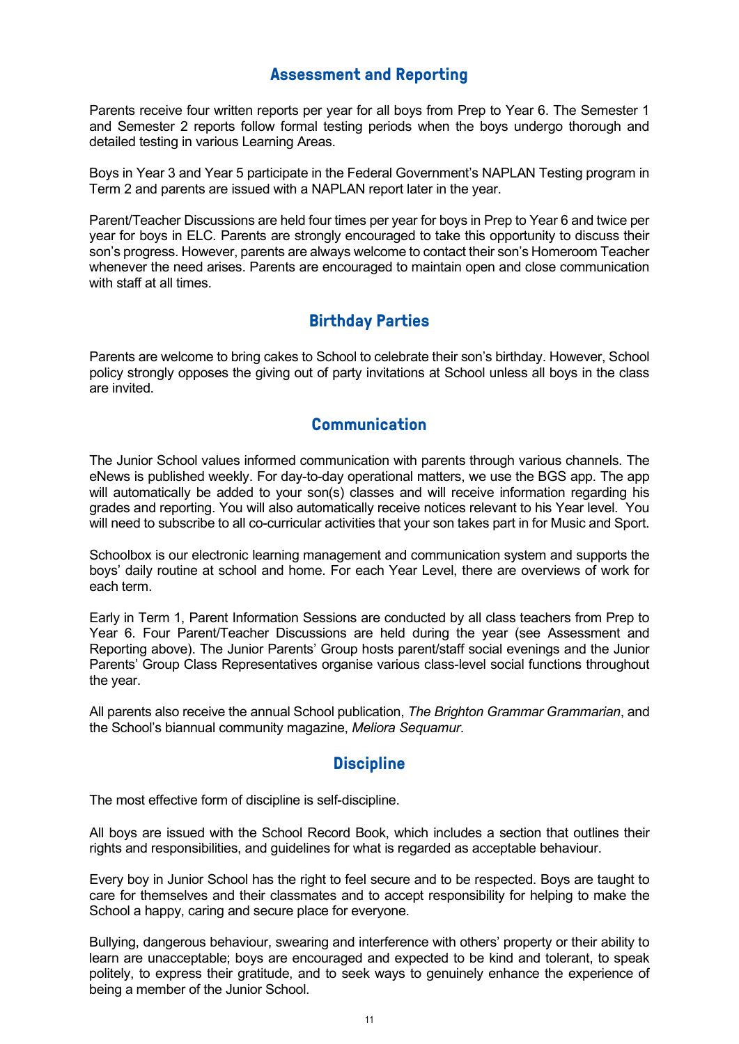## Assessment and Reporting

Parents receive four written reports per year for all boys from Prep to Year 6. The Semester 1 and Semester 2 reports follow formal testing periods when the boys undergo thorough and detailed testing in various Learning Areas.

Boys in Year 3 and Year 5 participate in the Federal Government's NAPLAN Testing program in Term 2 and parents are issued with a NAPLAN report later in the year.

Parent/Teacher Discussions are held four times per year for boys in Prep to Year 6 and twice per year for boys in ELC. Parents are strongly encouraged to take this opportunity to discuss their son's progress. However, parents are always welcome to contact their son's Homeroom Teacher whenever the need arises. Parents are encouraged to maintain open and close communication with staff at all times.

## Birthday Parties

Parents are welcome to bring cakes to School to celebrate their son's birthday. However, School policy strongly opposes the giving out of party invitations at School unless all boys in the class are invited.

## Communication

The Junior School values informed communication with parents through various channels. The eNews is published weekly. For day-to-day operational matters, we use the BGS app. The app will automatically be added to your son(s) classes and will receive information regarding his grades and reporting. You will also automatically receive notices relevant to his Year level. You will need to subscribe to all co-curricular activities that your son takes part in for Music and Sport.

Schoolbox is our electronic learning management and communication system and supports the boys' daily routine at school and home. For each Year Level, there are overviews of work for each term.

Early in Term 1, Parent Information Sessions are conducted by all class teachers from Prep to Year 6. Four Parent/Teacher Discussions are held during the year (see Assessment and Reporting above). The Junior Parents' Group hosts parent/staff social evenings and the Junior Parents' Group Class Representatives organise various class-level social functions throughout the year.

All parents also receive the annual School publication, *The Brighton Grammar Grammarian*, and the School's biannual community magazine, *Meliora Sequamur*.

## Discipline

The most effective form of discipline is self-discipline.

All boys are issued with the School Record Book, which includes a section that outlines their rights and responsibilities, and guidelines for what is regarded as acceptable behaviour.

Every boy in Junior School has the right to feel secure and to be respected. Boys are taught to care for themselves and their classmates and to accept responsibility for helping to make the School a happy, caring and secure place for everyone.

Bullying, dangerous behaviour, swearing and interference with others' property or their ability to learn are unacceptable; boys are encouraged and expected to be kind and tolerant, to speak politely, to express their gratitude, and to seek ways to genuinely enhance the experience of being a member of the Junior School.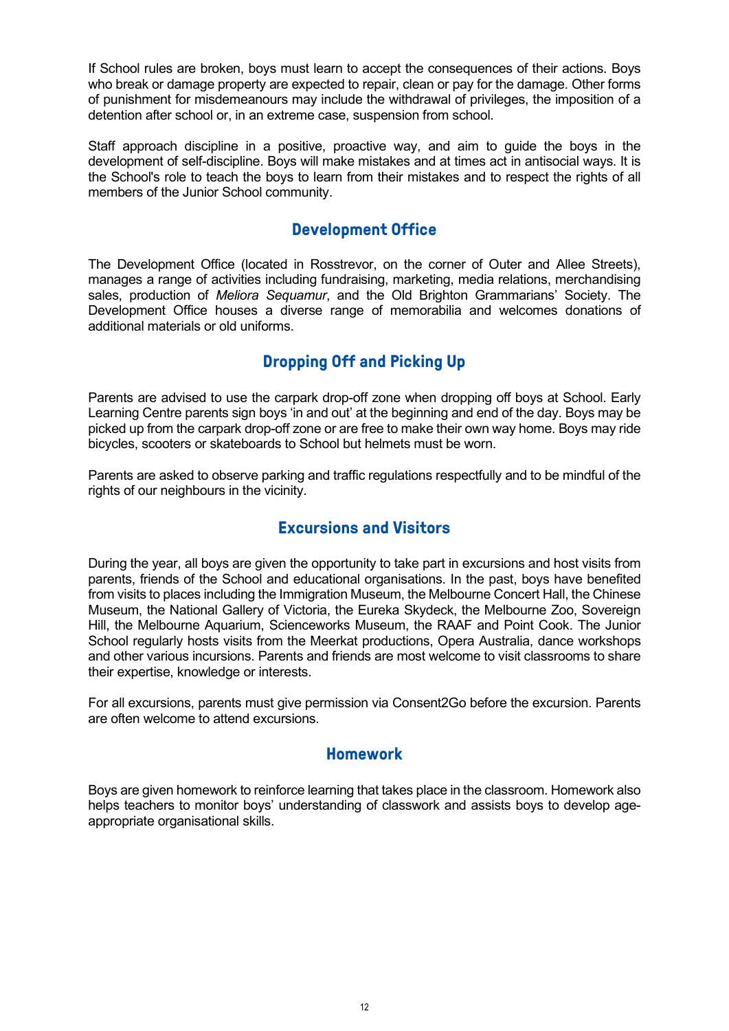If School rules are broken, boys must learn to accept the consequences of their actions. Boys who break or damage property are expected to repair, clean or pay for the damage. Other forms of punishment for misdemeanours may include the withdrawal of privileges, the imposition of a detention after school or, in an extreme case, suspension from school.

Staff approach discipline in a positive, proactive way, and aim to guide the boys in the development of self-discipline. Boys will make mistakes and at times act in antisocial ways. It is the School's role to teach the boys to learn from their mistakes and to respect the rights of all members of the Junior School community.

## Development Office

The Development Office (located in Rosstrevor, on the corner of Outer and Allee Streets), manages a range of activities including fundraising, marketing, media relations, merchandising sales, production of *Meliora Sequamur*, and the Old Brighton Grammarians' Society. The Development Office houses a diverse range of memorabilia and welcomes donations of additional materials or old uniforms.

## Dropping Off and Picking Up

Parents are advised to use the carpark drop-off zone when dropping off boys at School. Early Learning Centre parents sign boys 'in and out' at the beginning and end of the day. Boys may be picked up from the carpark drop-off zone or are free to make their own way home. Boys may ride bicycles, scooters or skateboards to School but helmets must be worn.

Parents are asked to observe parking and traffic regulations respectfully and to be mindful of the rights of our neighbours in the vicinity.

## Excursions and Visitors

During the year, all boys are given the opportunity to take part in excursions and host visits from parents, friends of the School and educational organisations. In the past, boys have benefited from visits to places including the Immigration Museum, the Melbourne Concert Hall, the Chinese Museum, the National Gallery of Victoria, the Eureka Skydeck, the Melbourne Zoo, Sovereign Hill, the Melbourne Aquarium, Scienceworks Museum, the RAAF and Point Cook. The Junior School regularly hosts visits from the Meerkat productions, Opera Australia, dance workshops and other various incursions. Parents and friends are most welcome to visit classrooms to share their expertise, knowledge or interests.

For all excursions, parents must give permission via Consent2Go before the excursion. Parents are often welcome to attend excursions.

## Homework

Boys are given homework to reinforce learning that takes place in the classroom. Homework also helps teachers to monitor boys' understanding of classwork and assists boys to develop age-appropriate organisational skills.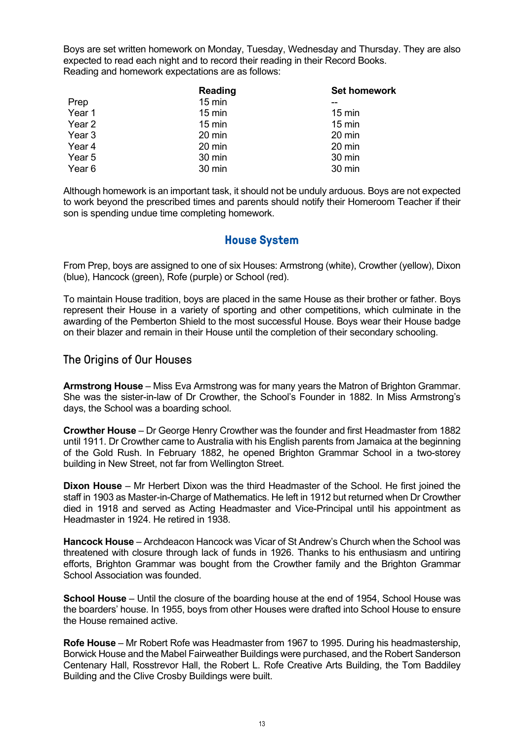Boys are set written homework on Monday, Tuesday, Wednesday and Thursday. They are also expected to read each night and to record their reading in their Record Books.
Reading and homework expectations are as follows:

| | Reading | Set homework |
|---|---|---|
| Prep | 15 min | -- |
| Year 1 | 15 min | 15 min |
| Year 2 | 15 min | 15 min |
| Year 3 | 20 min | 20 min |
| Year 4 | 20 min | 20 min |
| Year 5 | 30 min | 30 min |
| Year 6 | 30 min | 30 min |

Although homework is an important task, it should not be unduly arduous. Boys are not expected to work beyond the prescribed times and parents should notify their Homeroom Teacher if their son is spending undue time completing homework.

## House System

From Prep, boys are assigned to one of six Houses: Armstrong (white), Crowther (yellow), Dixon (blue), Hancock (green), Rofe (purple) or School (red).

To maintain House tradition, boys are placed in the same House as their brother or father. Boys represent their House in a variety of sporting and other competitions, which culminate in the awarding of the Pemberton Shield to the most successful House. Boys wear their House badge on their blazer and remain in their House until the completion of their secondary schooling.

### The Origins of Our Houses

**Armstrong House** – Miss Eva Armstrong was for many years the Matron of Brighton Grammar. She was the sister-in-law of Dr Crowther, the School's Founder in 1882. In Miss Armstrong's days, the School was a boarding school.

**Crowther House** – Dr George Henry Crowther was the founder and first Headmaster from 1882 until 1911. Dr Crowther came to Australia with his English parents from Jamaica at the beginning of the Gold Rush. In February 1882, he opened Brighton Grammar School in a two-storey building in New Street, not far from Wellington Street.

**Dixon House** – Mr Herbert Dixon was the third Headmaster of the School. He first joined the staff in 1903 as Master-in-Charge of Mathematics. He left in 1912 but returned when Dr Crowther died in 1918 and served as Acting Headmaster and Vice-Principal until his appointment as Headmaster in 1924. He retired in 1938.

**Hancock House** – Archdeacon Hancock was Vicar of St Andrew's Church when the School was threatened with closure through lack of funds in 1926. Thanks to his enthusiasm and untiring efforts, Brighton Grammar was bought from the Crowther family and the Brighton Grammar School Association was founded.

**School House** – Until the closure of the boarding house at the end of 1954, School House was the boarders' house. In 1955, boys from other Houses were drafted into School House to ensure the House remained active.

**Rofe House** – Mr Robert Rofe was Headmaster from 1967 to 1995. During his headmastership, Borwick House and the Mabel Fairweather Buildings were purchased, and the Robert Sanderson Centenary Hall, Rosstrevor Hall, the Robert L. Rofe Creative Arts Building, the Tom Baddiley Building and the Clive Crosby Buildings were built.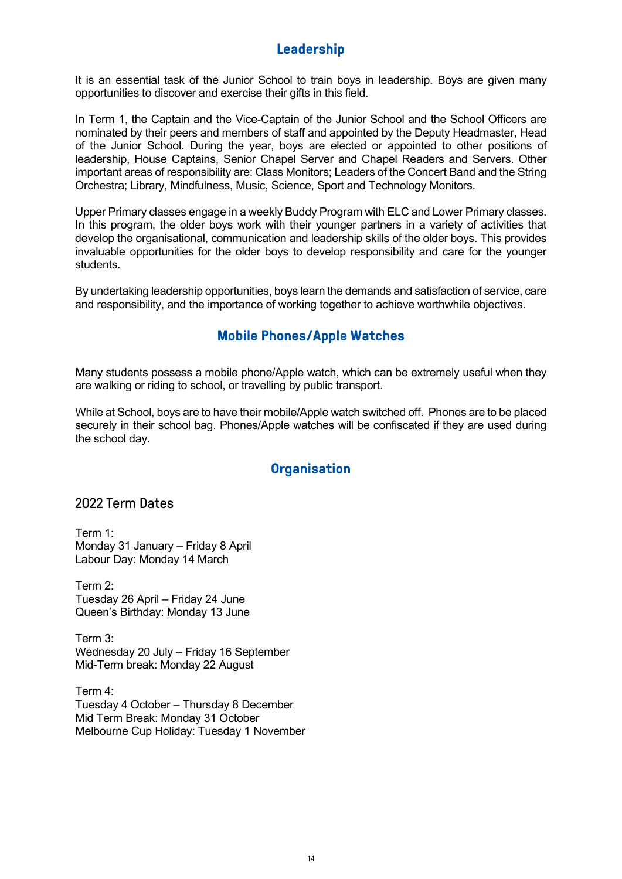## Leadership

It is an essential task of the Junior School to train boys in leadership. Boys are given many opportunities to discover and exercise their gifts in this field.

In Term 1, the Captain and the Vice-Captain of the Junior School and the School Officers are nominated by their peers and members of staff and appointed by the Deputy Headmaster, Head of the Junior School. During the year, boys are elected or appointed to other positions of leadership, House Captains, Senior Chapel Server and Chapel Readers and Servers. Other important areas of responsibility are: Class Monitors; Leaders of the Concert Band and the String Orchestra; Library, Mindfulness, Music, Science, Sport and Technology Monitors.

Upper Primary classes engage in a weekly Buddy Program with ELC and Lower Primary classes. In this program, the older boys work with their younger partners in a variety of activities that develop the organisational, communication and leadership skills of the older boys. This provides invaluable opportunities for the older boys to develop responsibility and care for the younger students.

By undertaking leadership opportunities, boys learn the demands and satisfaction of service, care and responsibility, and the importance of working together to achieve worthwhile objectives.

## Mobile Phones/Apple Watches

Many students possess a mobile phone/Apple watch, which can be extremely useful when they are walking or riding to school, or travelling by public transport.

While at School, boys are to have their mobile/Apple watch switched off. Phones are to be placed securely in their school bag. Phones/Apple watches will be confiscated if they are used during the school day.

## Organisation

### 2022 Term Dates

Term 1:
Monday 31 January – Friday 8 April
Labour Day: Monday 14 March

Term 2:
Tuesday 26 April – Friday 24 June
Queen's Birthday: Monday 13 June

Term 3:
Wednesday 20 July – Friday 16 September
Mid-Term break: Monday 22 August

Term 4:
Tuesday 4 October – Thursday 8 December
Mid Term Break: Monday 31 October
Melbourne Cup Holiday: Tuesday 1 November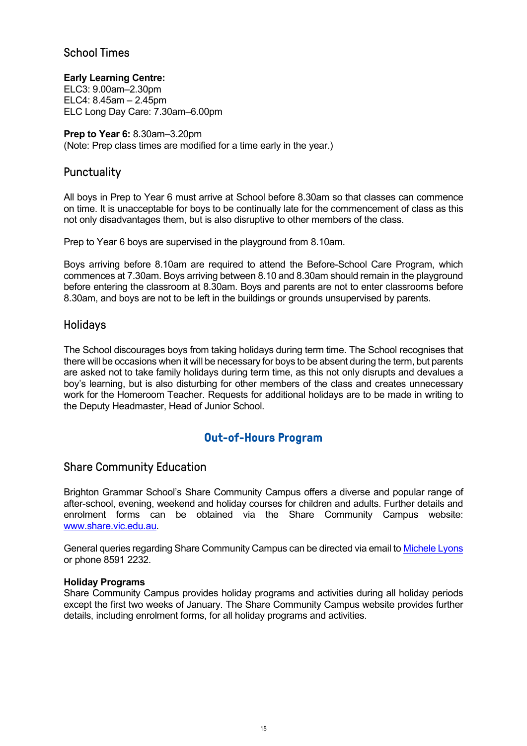## School Times

**Early Learning Centre:**
ELC3: 9.00am–2.30pm
ELC4: 8.45am – 2.45pm
ELC Long Day Care: 7.30am–6.00pm

**Prep to Year 6:** 8.30am–3.20pm
(Note: Prep class times are modified for a time early in the year.)

## Punctuality

All boys in Prep to Year 6 must arrive at School before 8.30am so that classes can commence on time. It is unacceptable for boys to be continually late for the commencement of class as this not only disadvantages them, but is also disruptive to other members of the class.

Prep to Year 6 boys are supervised in the playground from 8.10am.

Boys arriving before 8.10am are required to attend the Before-School Care Program, which commences at 7.30am. Boys arriving between 8.10 and 8.30am should remain in the playground before entering the classroom at 8.30am. Boys and parents are not to enter classrooms before 8.30am, and boys are not to be left in the buildings or grounds unsupervised by parents.

## Holidays

The School discourages boys from taking holidays during term time. The School recognises that there will be occasions when it will be necessary for boys to be absent during the term, but parents are asked not to take family holidays during term time, as this not only disrupts and devalues a boy's learning, but is also disturbing for other members of the class and creates unnecessary work for the Homeroom Teacher. Requests for additional holidays are to be made in writing to the Deputy Headmaster, Head of Junior School.

# Out-of-Hours Program

## Share Community Education

Brighton Grammar School's Share Community Campus offers a diverse and popular range of after-school, evening, weekend and holiday courses for children and adults. Further details and enrolment forms can be obtained via the Share Community Campus website: [www.share.vic.edu.au](http://www.share.vic.edu.au).

General queries regarding Share Community Campus can be directed via email to Michele Lyons or phone 8591 2232.

**Holiday Programs**
Share Community Campus provides holiday programs and activities during all holiday periods except the first two weeks of January. The Share Community Campus website provides further details, including enrolment forms, for all holiday programs and activities.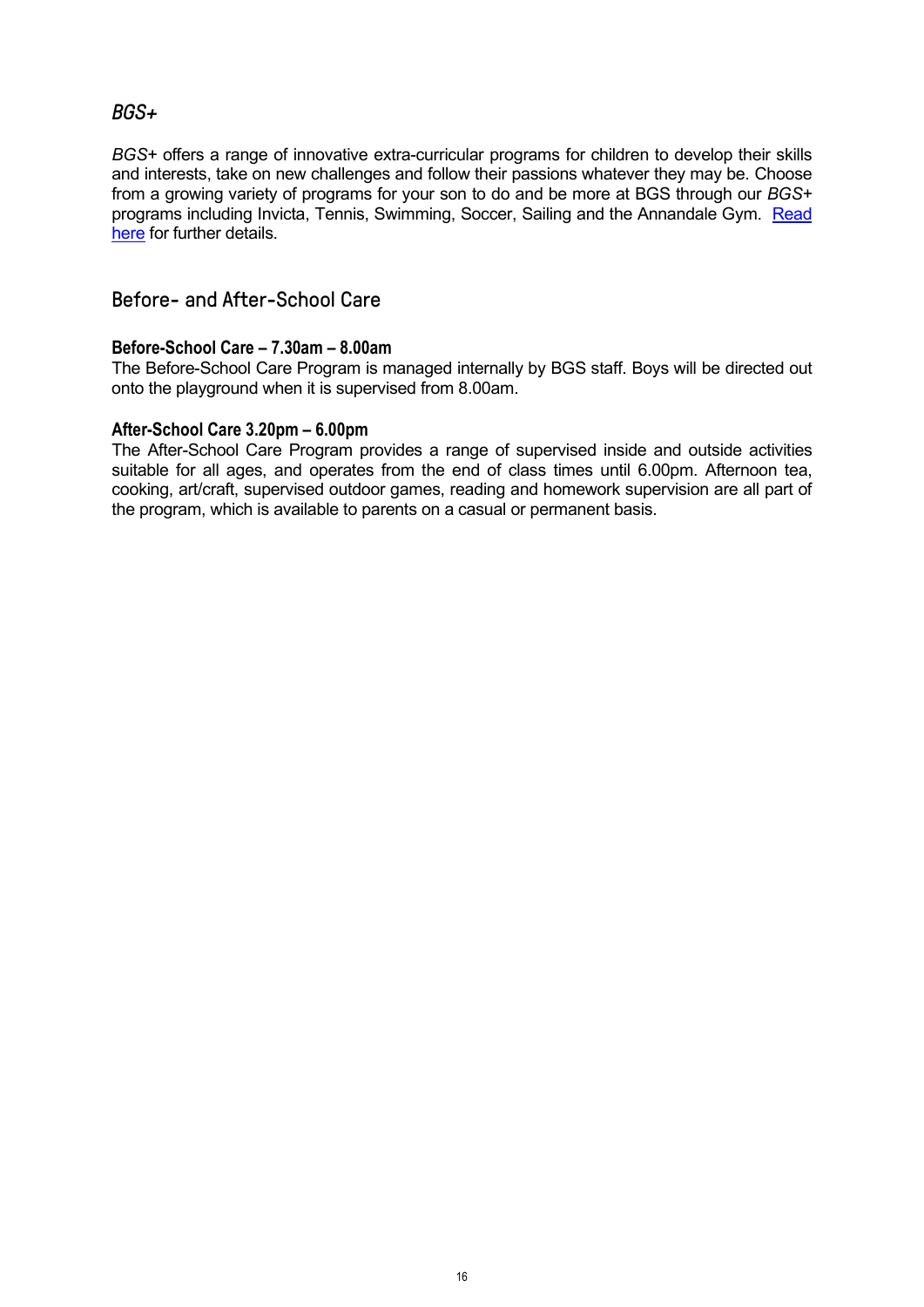## *BGS+*

*BGS+* offers a range of innovative extra-curricular programs for children to develop their skills and interests, take on new challenges and follow their passions whatever they may be. Choose from a growing variety of programs for your son to do and be more at BGS through our *BGS+* programs including Invicta, Tennis, Swimming, Soccer, Sailing and the Annandale Gym. [Read here]() for further details.

## Before- and After-School Care

### Before-School Care – 7.30am – 8.00am

The Before-School Care Program is managed internally by BGS staff. Boys will be directed out onto the playground when it is supervised from 8.00am.

### After-School Care 3.20pm – 6.00pm

The After-School Care Program provides a range of supervised inside and outside activities suitable for all ages, and operates from the end of class times until 6.00pm. Afternoon tea, cooking, art/craft, supervised outdoor games, reading and homework supervision are all part of the program, which is available to parents on a casual or permanent basis.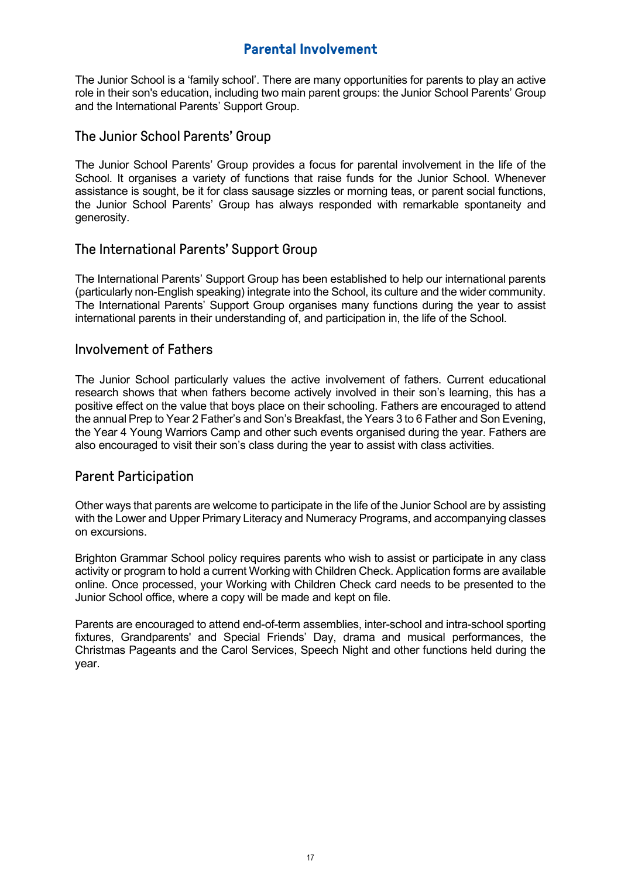# Parental Involvement

The Junior School is a 'family school'. There are many opportunities for parents to play an active role in their son's education, including two main parent groups: the Junior School Parents' Group and the International Parents' Support Group.

## The Junior School Parents' Group

The Junior School Parents' Group provides a focus for parental involvement in the life of the School. It organises a variety of functions that raise funds for the Junior School. Whenever assistance is sought, be it for class sausage sizzles or morning teas, or parent social functions, the Junior School Parents' Group has always responded with remarkable spontaneity and generosity.

## The International Parents' Support Group

The International Parents' Support Group has been established to help our international parents (particularly non-English speaking) integrate into the School, its culture and the wider community. The International Parents' Support Group organises many functions during the year to assist international parents in their understanding of, and participation in, the life of the School.

## Involvement of Fathers

The Junior School particularly values the active involvement of fathers. Current educational research shows that when fathers become actively involved in their son's learning, this has a positive effect on the value that boys place on their schooling. Fathers are encouraged to attend the annual Prep to Year 2 Father's and Son's Breakfast, the Years 3 to 6 Father and Son Evening, the Year 4 Young Warriors Camp and other such events organised during the year. Fathers are also encouraged to visit their son's class during the year to assist with class activities.

## Parent Participation

Other ways that parents are welcome to participate in the life of the Junior School are by assisting with the Lower and Upper Primary Literacy and Numeracy Programs, and accompanying classes on excursions.

Brighton Grammar School policy requires parents who wish to assist or participate in any class activity or program to hold a current Working with Children Check. Application forms are available online. Once processed, your Working with Children Check card needs to be presented to the Junior School office, where a copy will be made and kept on file.

Parents are encouraged to attend end-of-term assemblies, inter-school and intra-school sporting fixtures, Grandparents' and Special Friends' Day, drama and musical performances, the Christmas Pageants and the Carol Services, Speech Night and other functions held during the year.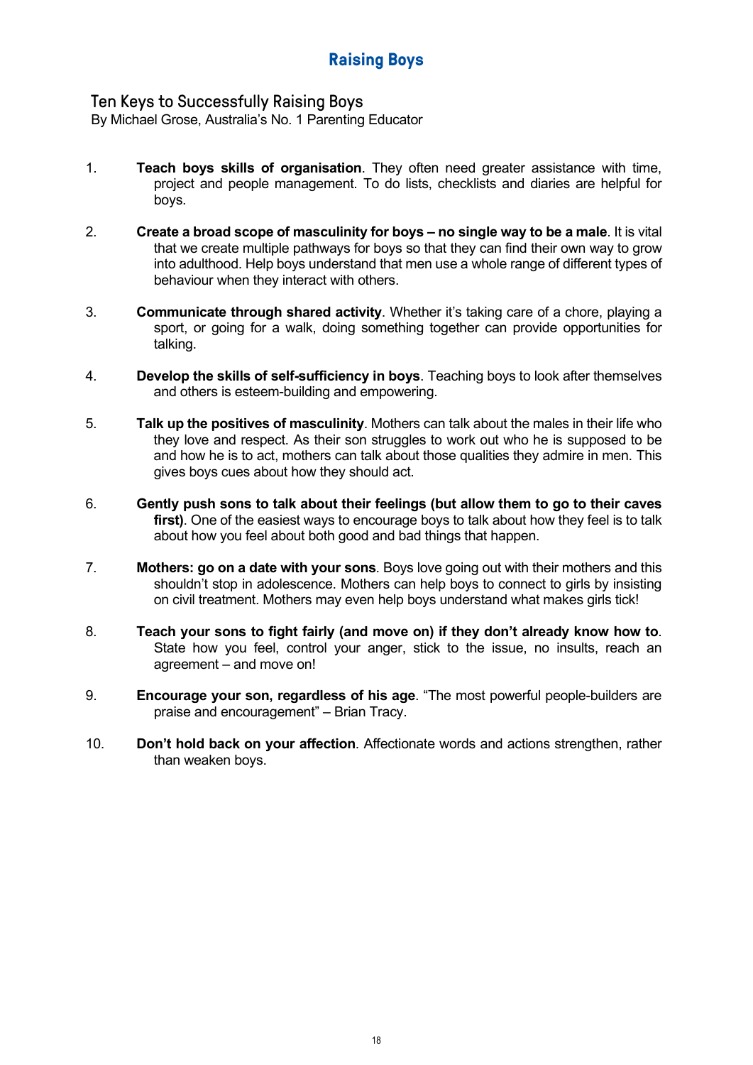# Raising Boys

## Ten Keys to Successfully Raising Boys

By Michael Grose, Australia's No. 1 Parenting Educator

1. **Teach boys skills of organisation**. They often need greater assistance with time, project and people management. To do lists, checklists and diaries are helpful for boys.

2. **Create a broad scope of masculinity for boys – no single way to be a male**. It is vital that we create multiple pathways for boys so that they can find their own way to grow into adulthood. Help boys understand that men use a whole range of different types of behaviour when they interact with others.

3. **Communicate through shared activity**. Whether it's taking care of a chore, playing a sport, or going for a walk, doing something together can provide opportunities for talking.

4. **Develop the skills of self-sufficiency in boys**. Teaching boys to look after themselves and others is esteem-building and empowering.

5. **Talk up the positives of masculinity**. Mothers can talk about the males in their life who they love and respect. As their son struggles to work out who he is supposed to be and how he is to act, mothers can talk about those qualities they admire in men. This gives boys cues about how they should act.

6. **Gently push sons to talk about their feelings (but allow them to go to their caves first)**. One of the easiest ways to encourage boys to talk about how they feel is to talk about how you feel about both good and bad things that happen.

7. **Mothers: go on a date with your sons**. Boys love going out with their mothers and this shouldn't stop in adolescence. Mothers can help boys to connect to girls by insisting on civil treatment. Mothers may even help boys understand what makes girls tick!

8. **Teach your sons to fight fairly (and move on) if they don't already know how to**. State how you feel, control your anger, stick to the issue, no insults, reach an agreement – and move on!

9. **Encourage your son, regardless of his age**. "The most powerful people-builders are praise and encouragement" – Brian Tracy.

10. **Don't hold back on your affection**. Affectionate words and actions strengthen, rather than weaken boys.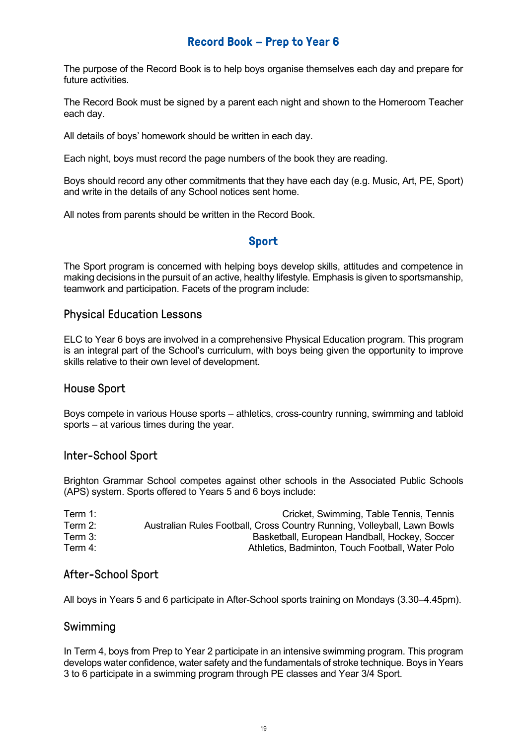## Record Book – Prep to Year 6

The purpose of the Record Book is to help boys organise themselves each day and prepare for future activities.

The Record Book must be signed by a parent each night and shown to the Homeroom Teacher each day.

All details of boys' homework should be written in each day.

Each night, boys must record the page numbers of the book they are reading.

Boys should record any other commitments that they have each day (e.g. Music, Art, PE, Sport) and write in the details of any School notices sent home.

All notes from parents should be written in the Record Book.

## Sport

The Sport program is concerned with helping boys develop skills, attitudes and competence in making decisions in the pursuit of an active, healthy lifestyle. Emphasis is given to sportsmanship, teamwork and participation. Facets of the program include:

### Physical Education Lessons

ELC to Year 6 boys are involved in a comprehensive Physical Education program. This program is an integral part of the School's curriculum, with boys being given the opportunity to improve skills relative to their own level of development.

### House Sport

Boys compete in various House sports – athletics, cross-country running, swimming and tabloid sports – at various times during the year.

### Inter-School Sport

Brighton Grammar School competes against other schools in the Associated Public Schools (APS) system. Sports offered to Years 5 and 6 boys include:

| | |
|---|---|
| Term 1: | Cricket, Swimming, Table Tennis, Tennis |
| Term 2: | Australian Rules Football, Cross Country Running, Volleyball, Lawn Bowls |
| Term 3: | Basketball, European Handball, Hockey, Soccer |
| Term 4: | Athletics, Badminton, Touch Football, Water Polo |

### After-School Sport

All boys in Years 5 and 6 participate in After-School sports training on Mondays (3.30–4.45pm).

### Swimming

In Term 4, boys from Prep to Year 2 participate in an intensive swimming program. This program develops water confidence, water safety and the fundamentals of stroke technique. Boys in Years 3 to 6 participate in a swimming program through PE classes and Year 3/4 Sport.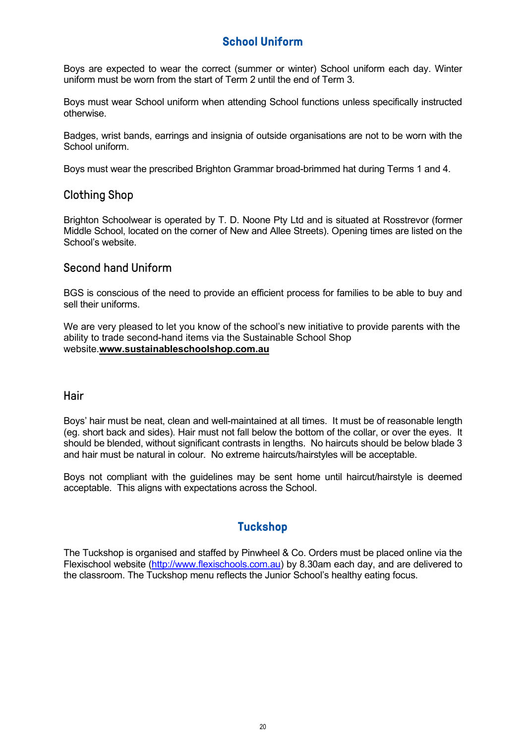## School Uniform

Boys are expected to wear the correct (summer or winter) School uniform each day. Winter uniform must be worn from the start of Term 2 until the end of Term 3.

Boys must wear School uniform when attending School functions unless specifically instructed otherwise.

Badges, wrist bands, earrings and insignia of outside organisations are not to be worn with the School uniform.

Boys must wear the prescribed Brighton Grammar broad-brimmed hat during Terms 1 and 4.

### Clothing Shop

Brighton Schoolwear is operated by T. D. Noone Pty Ltd and is situated at Rosstrevor (former Middle School, located on the corner of New and Allee Streets). Opening times are listed on the School's website.

### Second hand Uniform

BGS is conscious of the need to provide an efficient process for families to be able to buy and sell their uniforms.

We are very pleased to let you know of the school's new initiative to provide parents with the ability to trade second-hand items via the Sustainable School Shop website.**www.sustainableschoolshop.com.au**

### Hair

Boys' hair must be neat, clean and well-maintained at all times. It must be of reasonable length (eg. short back and sides). Hair must not fall below the bottom of the collar, or over the eyes. It should be blended, without significant contrasts in lengths. No haircuts should be below blade 3 and hair must be natural in colour. No extreme haircuts/hairstyles will be acceptable.

Boys not compliant with the guidelines may be sent home until haircut/hairstyle is deemed acceptable. This aligns with expectations across the School.

## Tuckshop

The Tuckshop is organised and staffed by Pinwheel & Co. Orders must be placed online via the Flexischool website (http://www.flexischools.com.au) by 8.30am each day, and are delivered to the classroom. The Tuckshop menu reflects the Junior School's healthy eating focus.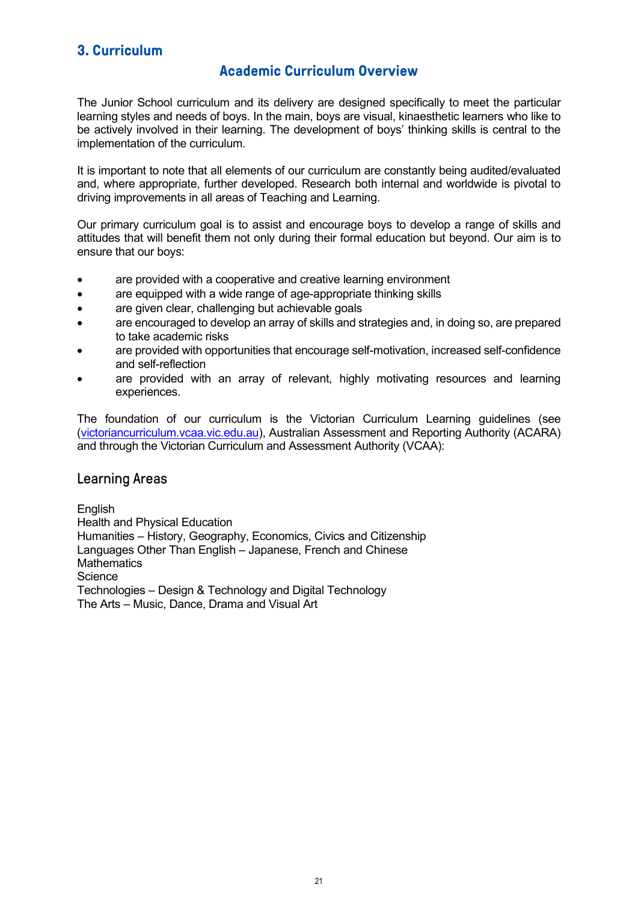# 3. Curriculum

## Academic Curriculum Overview

The Junior School curriculum and its delivery are designed specifically to meet the particular learning styles and needs of boys. In the main, boys are visual, kinaesthetic learners who like to be actively involved in their learning. The development of boys' thinking skills is central to the implementation of the curriculum.

It is important to note that all elements of our curriculum are constantly being audited/evaluated and, where appropriate, further developed. Research both internal and worldwide is pivotal to driving improvements in all areas of Teaching and Learning.

Our primary curriculum goal is to assist and encourage boys to develop a range of skills and attitudes that will benefit them not only during their formal education but beyond. Our aim is to ensure that our boys:

- are provided with a cooperative and creative learning environment
- are equipped with a wide range of age-appropriate thinking skills
- are given clear, challenging but achievable goals
- are encouraged to develop an array of skills and strategies and, in doing so, are prepared to take academic risks
- are provided with opportunities that encourage self-motivation, increased self-confidence and self-reflection
- are provided with an array of relevant, highly motivating resources and learning experiences.

The foundation of our curriculum is the Victorian Curriculum Learning guidelines (see (victoriancurriculum.vcaa.vic.edu.au), Australian Assessment and Reporting Authority (ACARA) and through the Victorian Curriculum and Assessment Authority (VCAA):

### Learning Areas

English
Health and Physical Education
Humanities – History, Geography, Economics, Civics and Citizenship
Languages Other Than English – Japanese, French and Chinese
Mathematics
Science
Technologies – Design & Technology and Digital Technology
The Arts – Music, Dance, Drama and Visual Art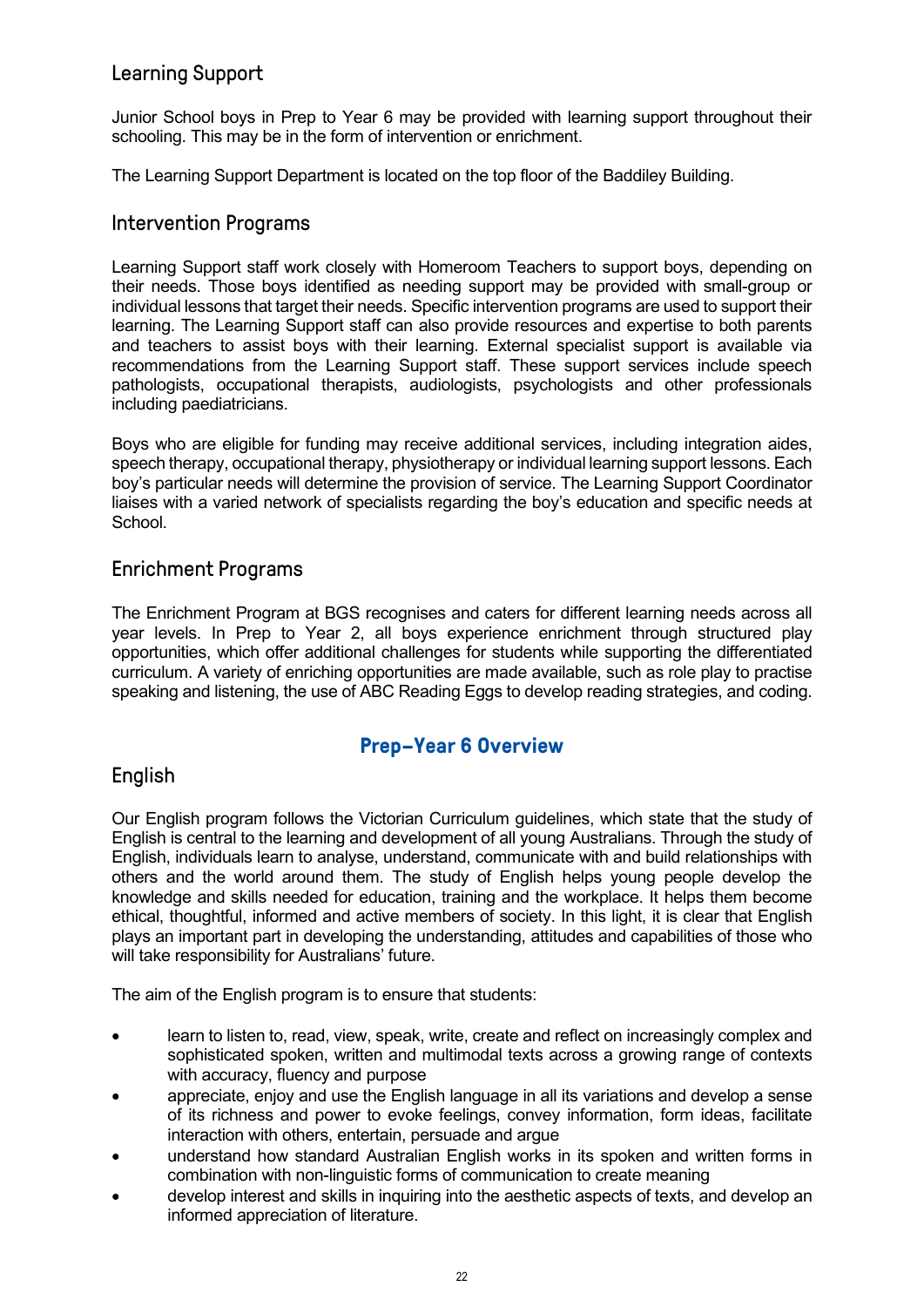## Learning Support

Junior School boys in Prep to Year 6 may be provided with learning support throughout their schooling. This may be in the form of intervention or enrichment.

The Learning Support Department is located on the top floor of the Baddiley Building.

## Intervention Programs

Learning Support staff work closely with Homeroom Teachers to support boys, depending on their needs. Those boys identified as needing support may be provided with small-group or individual lessons that target their needs. Specific intervention programs are used to support their learning. The Learning Support staff can also provide resources and expertise to both parents and teachers to assist boys with their learning. External specialist support is available via recommendations from the Learning Support staff. These support services include speech pathologists, occupational therapists, audiologists, psychologists and other professionals including paediatricians.

Boys who are eligible for funding may receive additional services, including integration aides, speech therapy, occupational therapy, physiotherapy or individual learning support lessons. Each boy's particular needs will determine the provision of service. The Learning Support Coordinator liaises with a varied network of specialists regarding the boy's education and specific needs at School.

## Enrichment Programs

The Enrichment Program at BGS recognises and caters for different learning needs across all year levels. In Prep to Year 2, all boys experience enrichment through structured play opportunities, which offer additional challenges for students while supporting the differentiated curriculum. A variety of enriching opportunities are made available, such as role play to practise speaking and listening, the use of ABC Reading Eggs to develop reading strategies, and coding.

# Prep–Year 6 Overview

## English

Our English program follows the Victorian Curriculum guidelines, which state that the study of English is central to the learning and development of all young Australians. Through the study of English, individuals learn to analyse, understand, communicate with and build relationships with others and the world around them. The study of English helps young people develop the knowledge and skills needed for education, training and the workplace. It helps them become ethical, thoughtful, informed and active members of society. In this light, it is clear that English plays an important part in developing the understanding, attitudes and capabilities of those who will take responsibility for Australians' future.

The aim of the English program is to ensure that students:

- learn to listen to, read, view, speak, write, create and reflect on increasingly complex and sophisticated spoken, written and multimodal texts across a growing range of contexts with accuracy, fluency and purpose
- appreciate, enjoy and use the English language in all its variations and develop a sense of its richness and power to evoke feelings, convey information, form ideas, facilitate interaction with others, entertain, persuade and argue
- understand how standard Australian English works in its spoken and written forms in combination with non-linguistic forms of communication to create meaning
- develop interest and skills in inquiring into the aesthetic aspects of texts, and develop an informed appreciation of literature.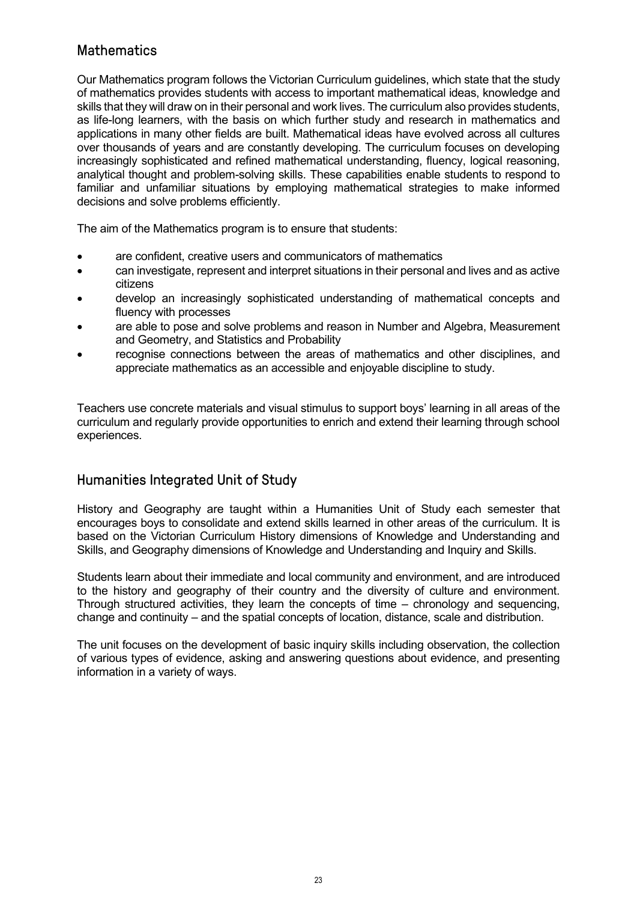## Mathematics

Our Mathematics program follows the Victorian Curriculum guidelines, which state that the study of mathematics provides students with access to important mathematical ideas, knowledge and skills that they will draw on in their personal and work lives. The curriculum also provides students, as life-long learners, with the basis on which further study and research in mathematics and applications in many other fields are built. Mathematical ideas have evolved across all cultures over thousands of years and are constantly developing. The curriculum focuses on developing increasingly sophisticated and refined mathematical understanding, fluency, logical reasoning, analytical thought and problem-solving skills. These capabilities enable students to respond to familiar and unfamiliar situations by employing mathematical strategies to make informed decisions and solve problems efficiently.

The aim of the Mathematics program is to ensure that students:

- are confident, creative users and communicators of mathematics
- can investigate, represent and interpret situations in their personal and lives and as active citizens
- develop an increasingly sophisticated understanding of mathematical concepts and fluency with processes
- are able to pose and solve problems and reason in Number and Algebra, Measurement and Geometry, and Statistics and Probability
- recognise connections between the areas of mathematics and other disciplines, and appreciate mathematics as an accessible and enjoyable discipline to study.

Teachers use concrete materials and visual stimulus to support boys' learning in all areas of the curriculum and regularly provide opportunities to enrich and extend their learning through school experiences.

## Humanities Integrated Unit of Study

History and Geography are taught within a Humanities Unit of Study each semester that encourages boys to consolidate and extend skills learned in other areas of the curriculum. It is based on the Victorian Curriculum History dimensions of Knowledge and Understanding and Skills, and Geography dimensions of Knowledge and Understanding and Inquiry and Skills.

Students learn about their immediate and local community and environment, and are introduced to the history and geography of their country and the diversity of culture and environment. Through structured activities, they learn the concepts of time – chronology and sequencing, change and continuity – and the spatial concepts of location, distance, scale and distribution.

The unit focuses on the development of basic inquiry skills including observation, the collection of various types of evidence, asking and answering questions about evidence, and presenting information in a variety of ways.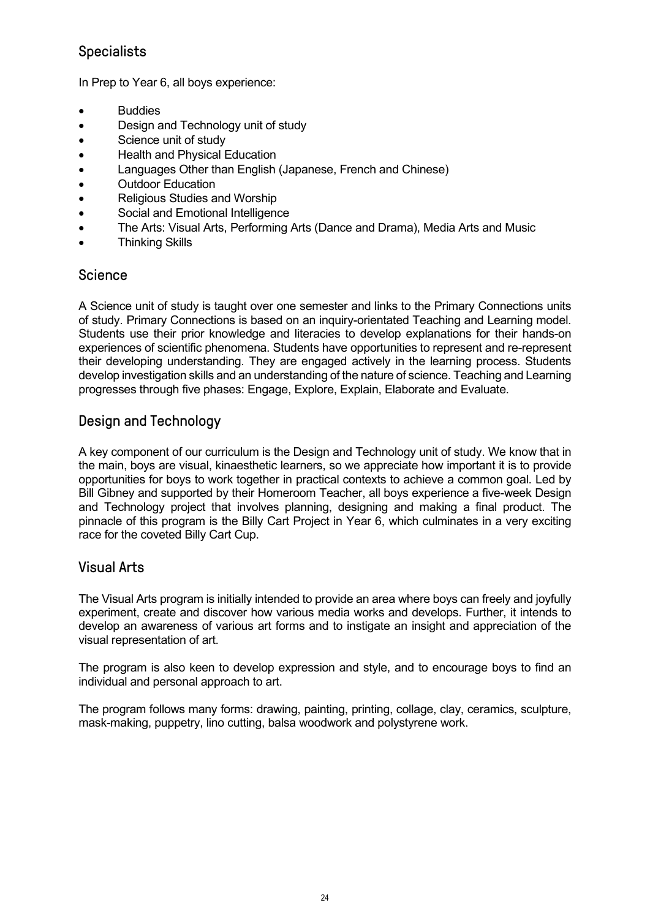## Specialists

In Prep to Year 6, all boys experience:

- Buddies
- Design and Technology unit of study
- Science unit of study
- Health and Physical Education
- Languages Other than English (Japanese, French and Chinese)
- Outdoor Education
- Religious Studies and Worship
- Social and Emotional Intelligence
- The Arts: Visual Arts, Performing Arts (Dance and Drama), Media Arts and Music
- Thinking Skills

## Science

A Science unit of study is taught over one semester and links to the Primary Connections units of study. Primary Connections is based on an inquiry-orientated Teaching and Learning model. Students use their prior knowledge and literacies to develop explanations for their hands-on experiences of scientific phenomena. Students have opportunities to represent and re-represent their developing understanding. They are engaged actively in the learning process. Students develop investigation skills and an understanding of the nature of science. Teaching and Learning progresses through five phases: Engage, Explore, Explain, Elaborate and Evaluate.

## Design and Technology

A key component of our curriculum is the Design and Technology unit of study. We know that in the main, boys are visual, kinaesthetic learners, so we appreciate how important it is to provide opportunities for boys to work together in practical contexts to achieve a common goal. Led by Bill Gibney and supported by their Homeroom Teacher, all boys experience a five-week Design and Technology project that involves planning, designing and making a final product. The pinnacle of this program is the Billy Cart Project in Year 6, which culminates in a very exciting race for the coveted Billy Cart Cup.

## Visual Arts

The Visual Arts program is initially intended to provide an area where boys can freely and joyfully experiment, create and discover how various media works and develops. Further, it intends to develop an awareness of various art forms and to instigate an insight and appreciation of the visual representation of art.

The program is also keen to develop expression and style, and to encourage boys to find an individual and personal approach to art.

The program follows many forms: drawing, painting, printing, collage, clay, ceramics, sculpture, mask-making, puppetry, lino cutting, balsa woodwork and polystyrene work.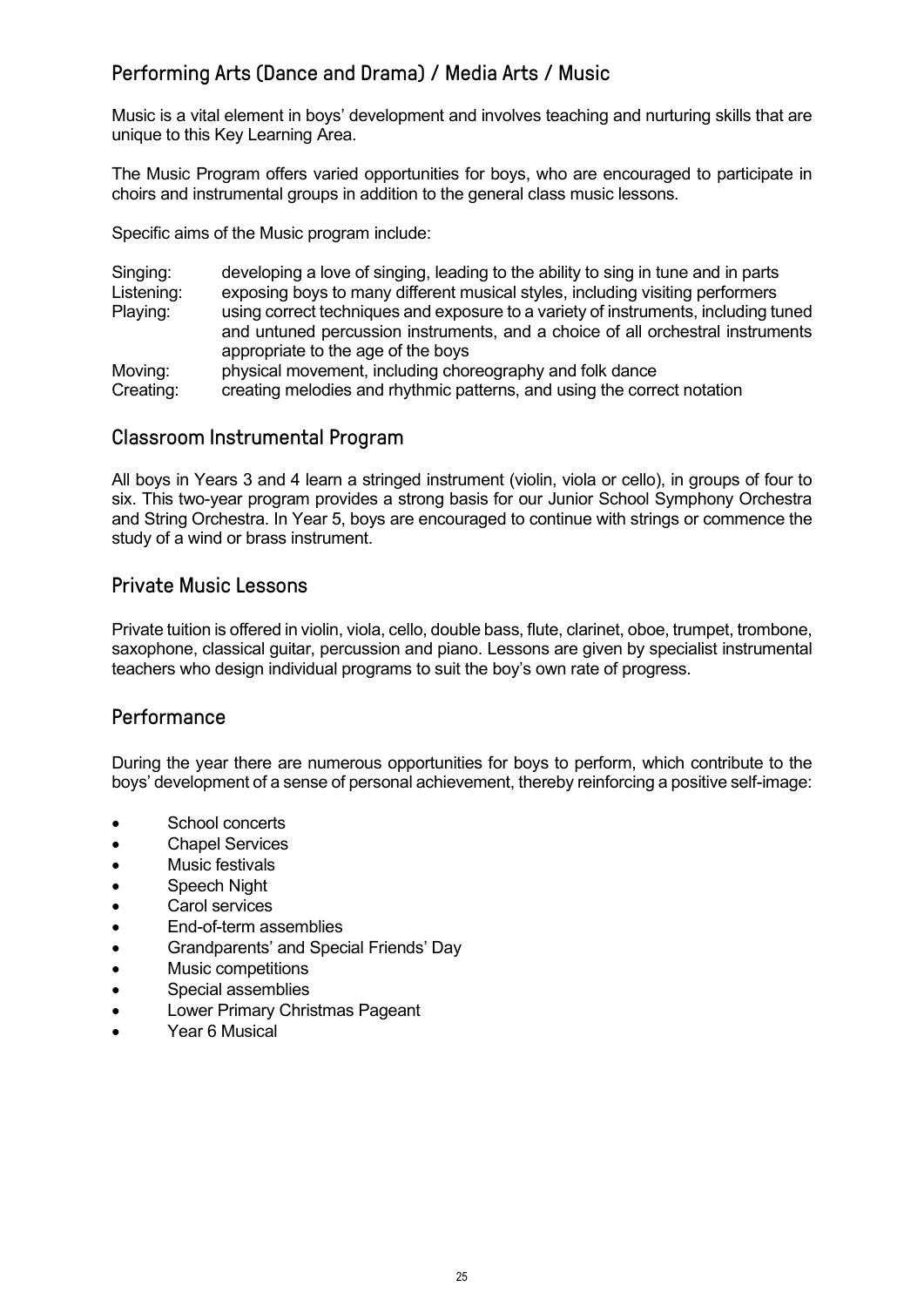## Performing Arts (Dance and Drama) / Media Arts / Music

Music is a vital element in boys' development and involves teaching and nurturing skills that are unique to this Key Learning Area.

The Music Program offers varied opportunities for boys, who are encouraged to participate in choirs and instrumental groups in addition to the general class music lessons.

Specific aims of the Music program include:

| | |
|---|---|
| Singing: | developing a love of singing, leading to the ability to sing in tune and in parts |
| Listening: | exposing boys to many different musical styles, including visiting performers |
| Playing: | using correct techniques and exposure to a variety of instruments, including tuned and untuned percussion instruments, and a choice of all orchestral instruments appropriate to the age of the boys |
| Moving: | physical movement, including choreography and folk dance |
| Creating: | creating melodies and rhythmic patterns, and using the correct notation |

## Classroom Instrumental Program

All boys in Years 3 and 4 learn a stringed instrument (violin, viola or cello), in groups of four to six. This two-year program provides a strong basis for our Junior School Symphony Orchestra and String Orchestra. In Year 5, boys are encouraged to continue with strings or commence the study of a wind or brass instrument.

## Private Music Lessons

Private tuition is offered in violin, viola, cello, double bass, flute, clarinet, oboe, trumpet, trombone, saxophone, classical guitar, percussion and piano. Lessons are given by specialist instrumental teachers who design individual programs to suit the boy's own rate of progress.

## Performance

During the year there are numerous opportunities for boys to perform, which contribute to the boys' development of a sense of personal achievement, thereby reinforcing a positive self-image:

- School concerts
- Chapel Services
- Music festivals
- Speech Night
- Carol services
- End-of-term assemblies
- Grandparents' and Special Friends' Day
- Music competitions
- Special assemblies
- Lower Primary Christmas Pageant
- Year 6 Musical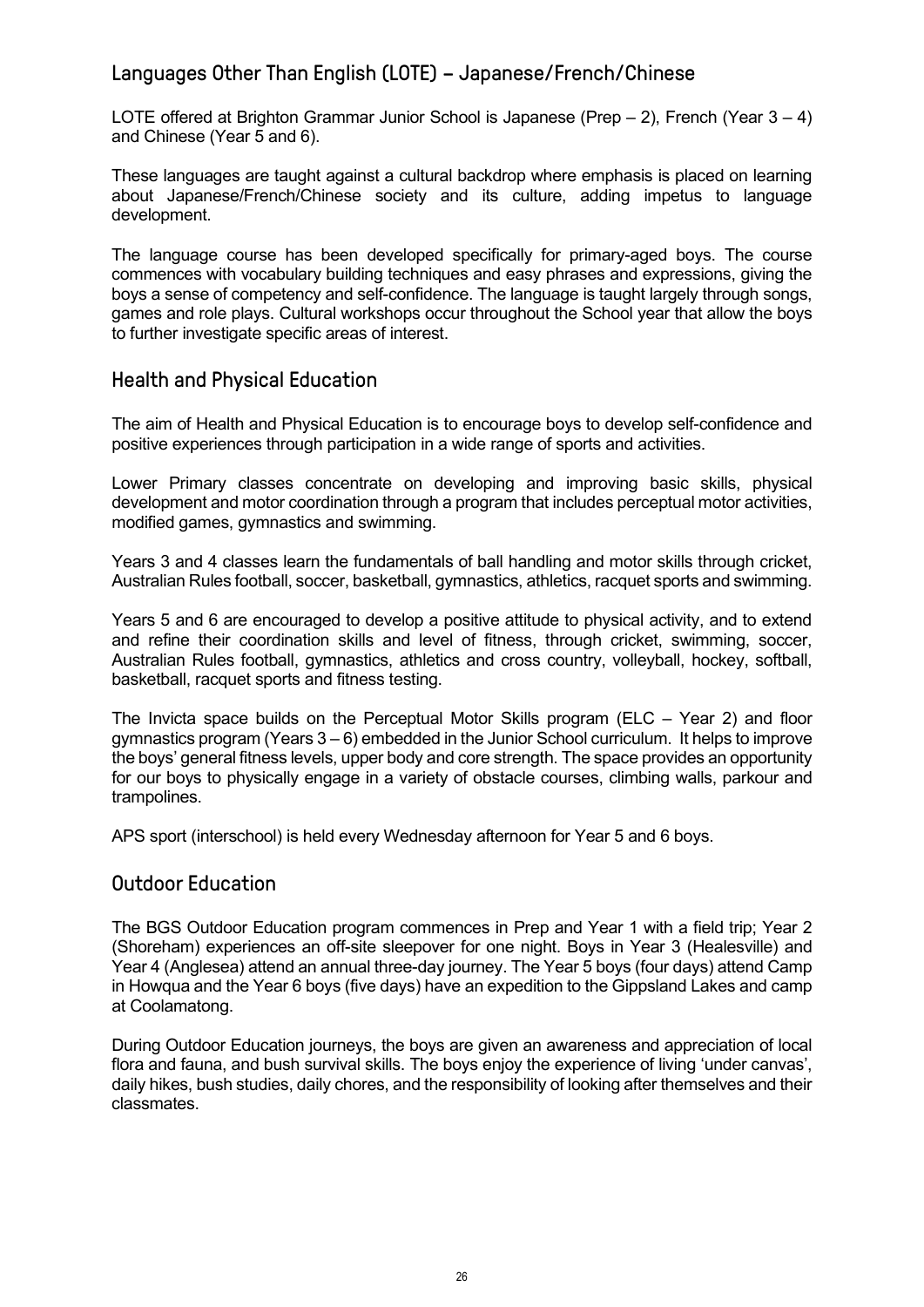## Languages Other Than English (LOTE) – Japanese/French/Chinese

LOTE offered at Brighton Grammar Junior School is Japanese (Prep – 2), French (Year 3 – 4) and Chinese (Year 5 and 6).

These languages are taught against a cultural backdrop where emphasis is placed on learning about Japanese/French/Chinese society and its culture, adding impetus to language development.

The language course has been developed specifically for primary-aged boys. The course commences with vocabulary building techniques and easy phrases and expressions, giving the boys a sense of competency and self-confidence. The language is taught largely through songs, games and role plays. Cultural workshops occur throughout the School year that allow the boys to further investigate specific areas of interest.

## Health and Physical Education

The aim of Health and Physical Education is to encourage boys to develop self-confidence and positive experiences through participation in a wide range of sports and activities.

Lower Primary classes concentrate on developing and improving basic skills, physical development and motor coordination through a program that includes perceptual motor activities, modified games, gymnastics and swimming.

Years 3 and 4 classes learn the fundamentals of ball handling and motor skills through cricket, Australian Rules football, soccer, basketball, gymnastics, athletics, racquet sports and swimming.

Years 5 and 6 are encouraged to develop a positive attitude to physical activity, and to extend and refine their coordination skills and level of fitness, through cricket, swimming, soccer, Australian Rules football, gymnastics, athletics and cross country, volleyball, hockey, softball, basketball, racquet sports and fitness testing.

The Invicta space builds on the Perceptual Motor Skills program (ELC – Year 2) and floor gymnastics program (Years 3 – 6) embedded in the Junior School curriculum. It helps to improve the boys' general fitness levels, upper body and core strength. The space provides an opportunity for our boys to physically engage in a variety of obstacle courses, climbing walls, parkour and trampolines.

APS sport (interschool) is held every Wednesday afternoon for Year 5 and 6 boys.

## Outdoor Education

The BGS Outdoor Education program commences in Prep and Year 1 with a field trip; Year 2 (Shoreham) experiences an off-site sleepover for one night. Boys in Year 3 (Healesville) and Year 4 (Anglesea) attend an annual three-day journey. The Year 5 boys (four days) attend Camp in Howqua and the Year 6 boys (five days) have an expedition to the Gippsland Lakes and camp at Coolamatong.

During Outdoor Education journeys, the boys are given an awareness and appreciation of local flora and fauna, and bush survival skills. The boys enjoy the experience of living 'under canvas', daily hikes, bush studies, daily chores, and the responsibility of looking after themselves and their classmates.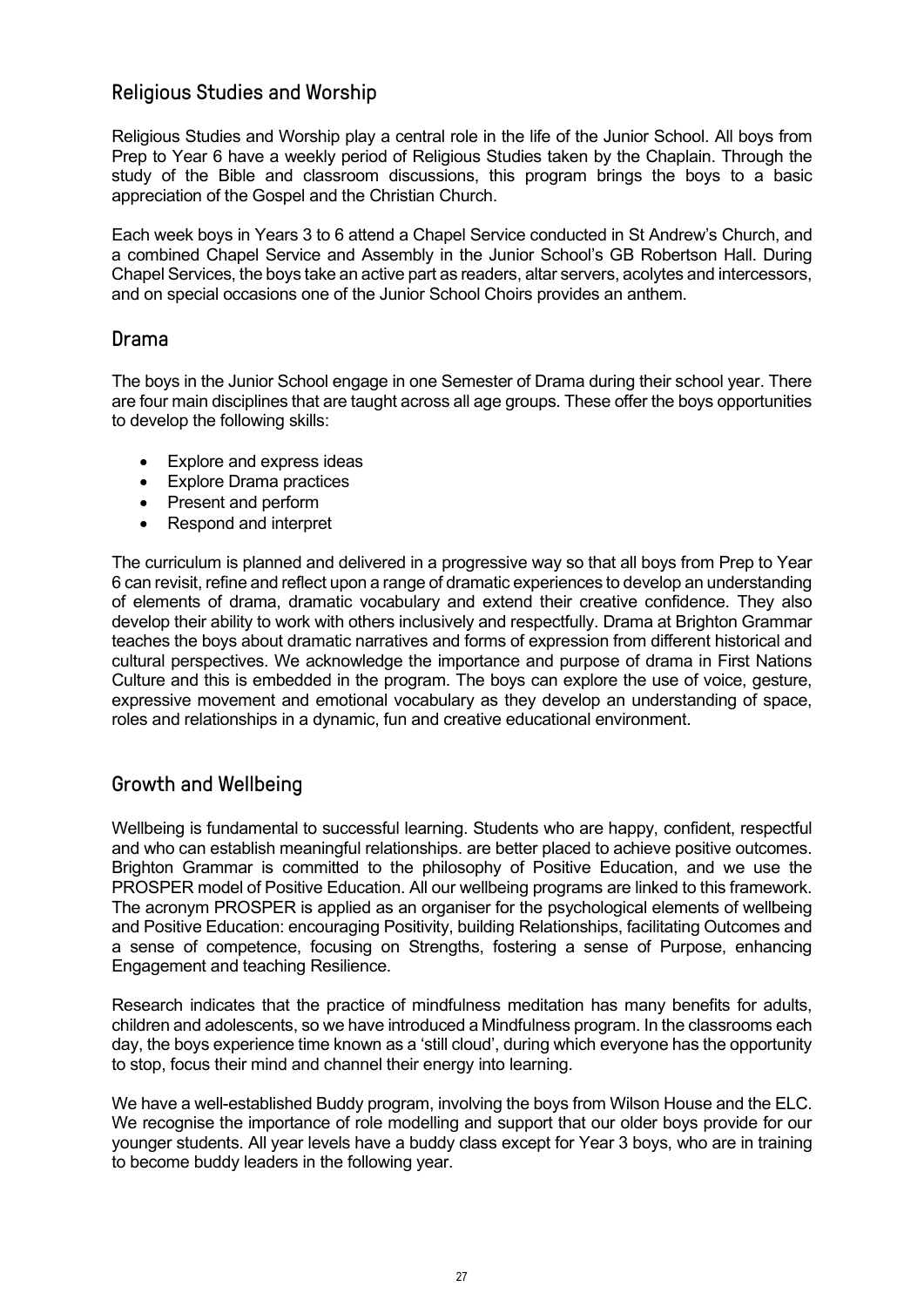## Religious Studies and Worship

Religious Studies and Worship play a central role in the life of the Junior School. All boys from Prep to Year 6 have a weekly period of Religious Studies taken by the Chaplain. Through the study of the Bible and classroom discussions, this program brings the boys to a basic appreciation of the Gospel and the Christian Church.

Each week boys in Years 3 to 6 attend a Chapel Service conducted in St Andrew's Church, and a combined Chapel Service and Assembly in the Junior School's GB Robertson Hall. During Chapel Services, the boys take an active part as readers, altar servers, acolytes and intercessors, and on special occasions one of the Junior School Choirs provides an anthem.

## Drama

The boys in the Junior School engage in one Semester of Drama during their school year. There are four main disciplines that are taught across all age groups. These offer the boys opportunities to develop the following skills:

- Explore and express ideas
- Explore Drama practices
- Present and perform
- Respond and interpret

The curriculum is planned and delivered in a progressive way so that all boys from Prep to Year 6 can revisit, refine and reflect upon a range of dramatic experiences to develop an understanding of elements of drama, dramatic vocabulary and extend their creative confidence. They also develop their ability to work with others inclusively and respectfully. Drama at Brighton Grammar teaches the boys about dramatic narratives and forms of expression from different historical and cultural perspectives. We acknowledge the importance and purpose of drama in First Nations Culture and this is embedded in the program. The boys can explore the use of voice, gesture, expressive movement and emotional vocabulary as they develop an understanding of space, roles and relationships in a dynamic, fun and creative educational environment.

## Growth and Wellbeing

Wellbeing is fundamental to successful learning. Students who are happy, confident, respectful and who can establish meaningful relationships. are better placed to achieve positive outcomes. Brighton Grammar is committed to the philosophy of Positive Education, and we use the PROSPER model of Positive Education. All our wellbeing programs are linked to this framework. The acronym PROSPER is applied as an organiser for the psychological elements of wellbeing and Positive Education: encouraging Positivity, building Relationships, facilitating Outcomes and a sense of competence, focusing on Strengths, fostering a sense of Purpose, enhancing Engagement and teaching Resilience.

Research indicates that the practice of mindfulness meditation has many benefits for adults, children and adolescents, so we have introduced a Mindfulness program. In the classrooms each day, the boys experience time known as a 'still cloud', during which everyone has the opportunity to stop, focus their mind and channel their energy into learning.

We have a well-established Buddy program, involving the boys from Wilson House and the ELC. We recognise the importance of role modelling and support that our older boys provide for our younger students. All year levels have a buddy class except for Year 3 boys, who are in training to become buddy leaders in the following year.